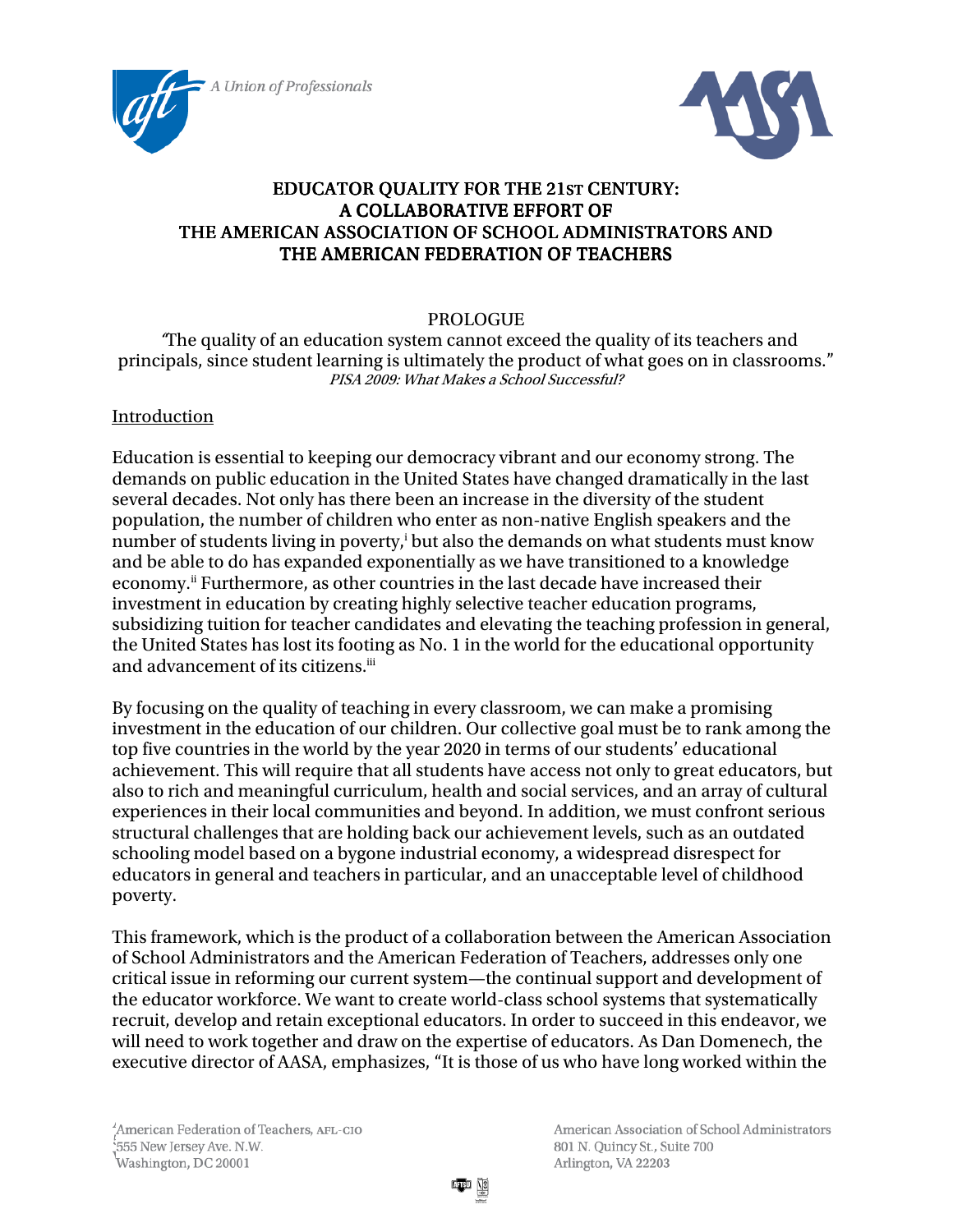A Union of Professionals

# EDUCATOR QUALITY FOR THE 21ST CENTURY: A COLLABORATIVE EFFORT OF THE AMERICAN ASSOCIATION OF SCHOOL ADMINISTRATORS AND THE AMERICAN FEDERATION OF TEACHERS

## PROLOGUE

"The quality of an education system cannot exceed the quality of its teachers and principals, since student learning is ultimately the product of what goes on in classrooms."
*PISA 2009: What Makes a School Successful?*

### Introduction

Education is essential to keeping our democracy vibrant and our economy strong. The demands on public education in the United States have changed dramatically in the last several decades. Not only has there been an increase in the diversity of the student population, the number of children who enter as non-native English speakers and the number of students living in poverty,[i] but also the demands on what students must know and be able to do has expanded exponentially as we have transitioned to a knowledge economy.[ii] Furthermore, as other countries in the last decade have increased their investment in education by creating highly selective teacher education programs, subsidizing tuition for teacher candidates and elevating the teaching profession in general, the United States has lost its footing as No. 1 in the world for the educational opportunity and advancement of its citizens.[iii]

By focusing on the quality of teaching in every classroom, we can make a promising investment in the education of our children. Our collective goal must be to rank among the top five countries in the world by the year 2020 in terms of our students' educational achievement. This will require that all students have access not only to great educators, but also to rich and meaningful curriculum, health and social services, and an array of cultural experiences in their local communities and beyond. In addition, we must confront serious structural challenges that are holding back our achievement levels, such as an outdated schooling model based on a bygone industrial economy, a widespread disrespect for educators in general and teachers in particular, and an unacceptable level of childhood poverty.

This framework, which is the product of a collaboration between the American Association of School Administrators and the American Federation of Teachers, addresses only one critical issue in reforming our current system—the continual support and development of the educator workforce. We want to create world-class school systems that systematically recruit, develop and retain exceptional educators. In order to succeed in this endeavor, we will need to work together and draw on the expertise of educators. As Dan Domenech, the executive director of AASA, emphasizes, "It is those of us who have long worked within the

American Federation of Teachers, AFL-CIO
555 New Jersey Ave. N.W.
Washington, DC 20001

American Association of School Administrators
801 N. Quincy St., Suite 700
Arlington, VA 22203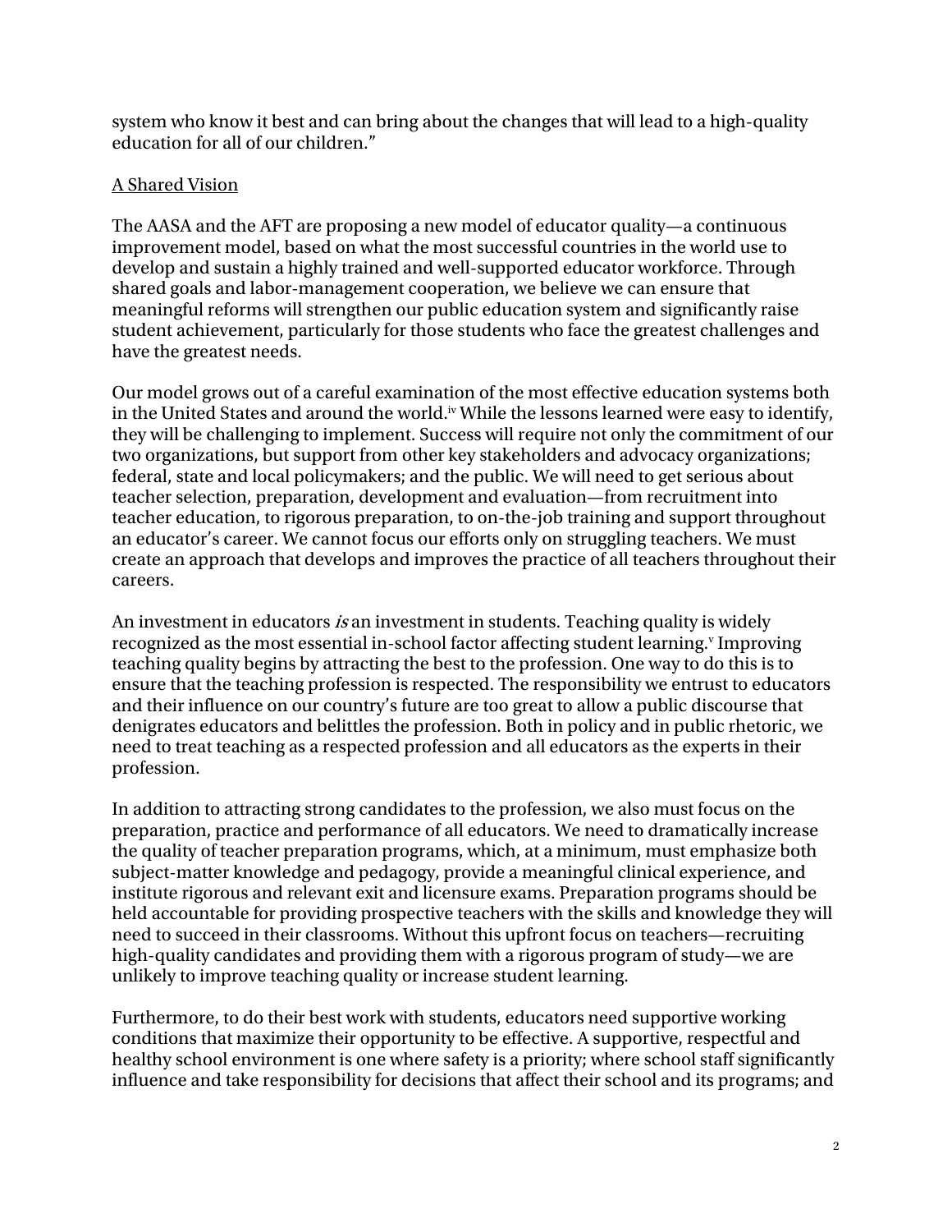system who know it best and can bring about the changes that will lead to a high-quality education for all of our children."

A Shared Vision

The AASA and the AFT are proposing a new model of educator quality—a continuous improvement model, based on what the most successful countries in the world use to develop and sustain a highly trained and well-supported educator workforce. Through shared goals and labor-management cooperation, we believe we can ensure that meaningful reforms will strengthen our public education system and significantly raise student achievement, particularly for those students who face the greatest challenges and have the greatest needs.

Our model grows out of a careful examination of the most effective education systems both in the United States and around the world.[iv] While the lessons learned were easy to identify, they will be challenging to implement. Success will require not only the commitment of our two organizations, but support from other key stakeholders and advocacy organizations; federal, state and local policymakers; and the public. We will need to get serious about teacher selection, preparation, development and evaluation—from recruitment into teacher education, to rigorous preparation, to on-the-job training and support throughout an educator's career. We cannot focus our efforts only on struggling teachers. We must create an approach that develops and improves the practice of all teachers throughout their careers.

An investment in educators *is* an investment in students. Teaching quality is widely recognized as the most essential in-school factor affecting student learning.[v] Improving teaching quality begins by attracting the best to the profession. One way to do this is to ensure that the teaching profession is respected. The responsibility we entrust to educators and their influence on our country's future are too great to allow a public discourse that denigrates educators and belittles the profession. Both in policy and in public rhetoric, we need to treat teaching as a respected profession and all educators as the experts in their profession.

In addition to attracting strong candidates to the profession, we also must focus on the preparation, practice and performance of all educators. We need to dramatically increase the quality of teacher preparation programs, which, at a minimum, must emphasize both subject-matter knowledge and pedagogy, provide a meaningful clinical experience, and institute rigorous and relevant exit and licensure exams. Preparation programs should be held accountable for providing prospective teachers with the skills and knowledge they will need to succeed in their classrooms. Without this upfront focus on teachers—recruiting high-quality candidates and providing them with a rigorous program of study—we are unlikely to improve teaching quality or increase student learning.

Furthermore, to do their best work with students, educators need supportive working conditions that maximize their opportunity to be effective. A supportive, respectful and healthy school environment is one where safety is a priority; where school staff significantly influence and take responsibility for decisions that affect their school and its programs; and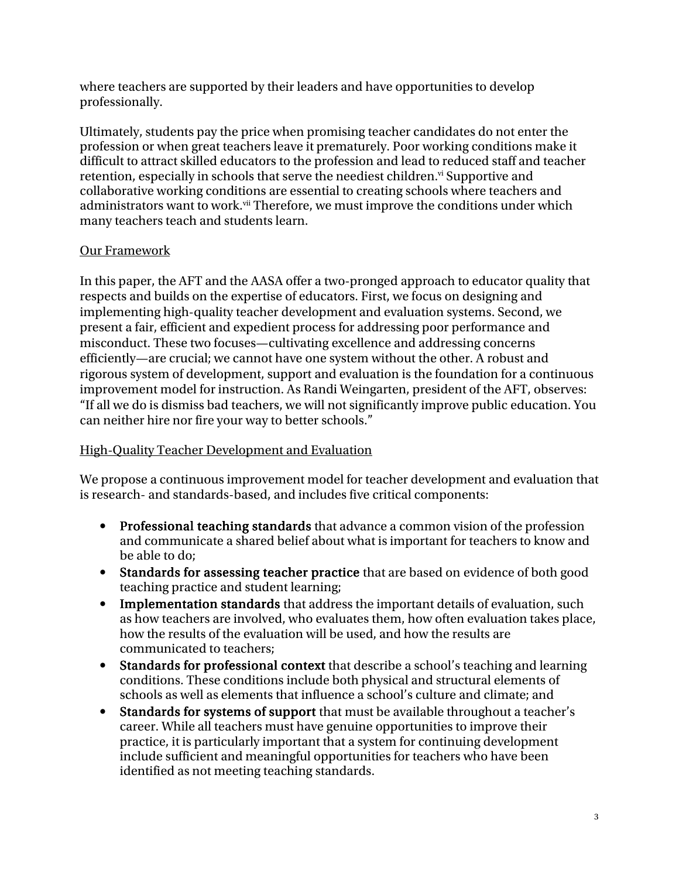where teachers are supported by their leaders and have opportunities to develop professionally.

Ultimately, students pay the price when promising teacher candidates do not enter the profession or when great teachers leave it prematurely. Poor working conditions make it difficult to attract skilled educators to the profession and lead to reduced staff and teacher retention, especially in schools that serve the neediest children.[vi] Supportive and collaborative working conditions are essential to creating schools where teachers and administrators want to work.[vii] Therefore, we must improve the conditions under which many teachers teach and students learn.

## Our Framework

In this paper, the AFT and the AASA offer a two-pronged approach to educator quality that respects and builds on the expertise of educators. First, we focus on designing and implementing high-quality teacher development and evaluation systems. Second, we present a fair, efficient and expedient process for addressing poor performance and misconduct. These two focuses—cultivating excellence and addressing concerns efficiently—are crucial; we cannot have one system without the other. A robust and rigorous system of development, support and evaluation is the foundation for a continuous improvement model for instruction. As Randi Weingarten, president of the AFT, observes: "If all we do is dismiss bad teachers, we will not significantly improve public education. You can neither hire nor fire your way to better schools."

## High-Quality Teacher Development and Evaluation

We propose a continuous improvement model for teacher development and evaluation that is research- and standards-based, and includes five critical components:

- **Professional teaching standards** that advance a common vision of the profession and communicate a shared belief about what is important for teachers to know and be able to do;
- **Standards for assessing teacher practice** that are based on evidence of both good teaching practice and student learning;
- **Implementation standards** that address the important details of evaluation, such as how teachers are involved, who evaluates them, how often evaluation takes place, how the results of the evaluation will be used, and how the results are communicated to teachers;
- **Standards for professional context** that describe a school's teaching and learning conditions. These conditions include both physical and structural elements of schools as well as elements that influence a school's culture and climate; and
- **Standards for systems of support** that must be available throughout a teacher's career. While all teachers must have genuine opportunities to improve their practice, it is particularly important that a system for continuing development include sufficient and meaningful opportunities for teachers who have been identified as not meeting teaching standards.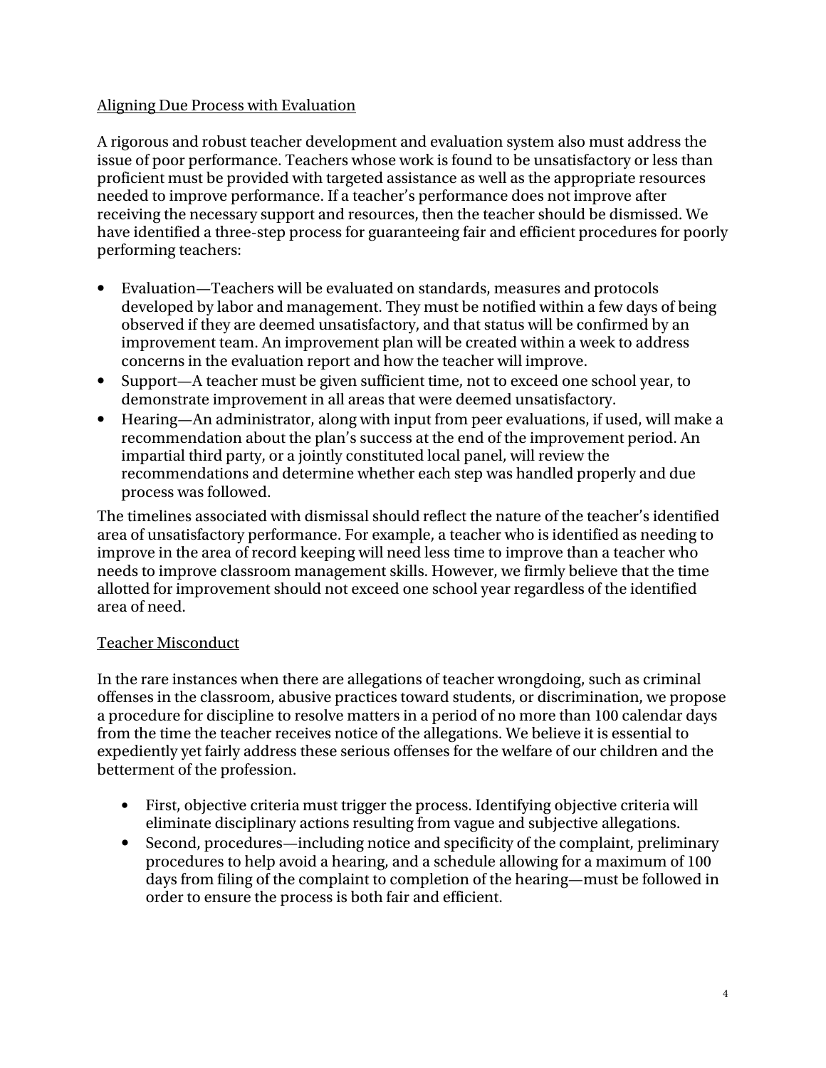## Aligning Due Process with Evaluation

A rigorous and robust teacher development and evaluation system also must address the issue of poor performance. Teachers whose work is found to be unsatisfactory or less than proficient must be provided with targeted assistance as well as the appropriate resources needed to improve performance. If a teacher's performance does not improve after receiving the necessary support and resources, then the teacher should be dismissed. We have identified a three-step process for guaranteeing fair and efficient procedures for poorly performing teachers:

- Evaluation—Teachers will be evaluated on standards, measures and protocols developed by labor and management. They must be notified within a few days of being observed if they are deemed unsatisfactory, and that status will be confirmed by an improvement team. An improvement plan will be created within a week to address concerns in the evaluation report and how the teacher will improve.
- Support—A teacher must be given sufficient time, not to exceed one school year, to demonstrate improvement in all areas that were deemed unsatisfactory.
- Hearing—An administrator, along with input from peer evaluations, if used, will make a recommendation about the plan's success at the end of the improvement period. An impartial third party, or a jointly constituted local panel, will review the recommendations and determine whether each step was handled properly and due process was followed.

The timelines associated with dismissal should reflect the nature of the teacher's identified area of unsatisfactory performance. For example, a teacher who is identified as needing to improve in the area of record keeping will need less time to improve than a teacher who needs to improve classroom management skills. However, we firmly believe that the time allotted for improvement should not exceed one school year regardless of the identified area of need.

## Teacher Misconduct

In the rare instances when there are allegations of teacher wrongdoing, such as criminal offenses in the classroom, abusive practices toward students, or discrimination, we propose a procedure for discipline to resolve matters in a period of no more than 100 calendar days from the time the teacher receives notice of the allegations. We believe it is essential to expediently yet fairly address these serious offenses for the welfare of our children and the betterment of the profession.

- First, objective criteria must trigger the process. Identifying objective criteria will eliminate disciplinary actions resulting from vague and subjective allegations.
- Second, procedures—including notice and specificity of the complaint, preliminary procedures to help avoid a hearing, and a schedule allowing for a maximum of 100 days from filing of the complaint to completion of the hearing—must be followed in order to ensure the process is both fair and efficient.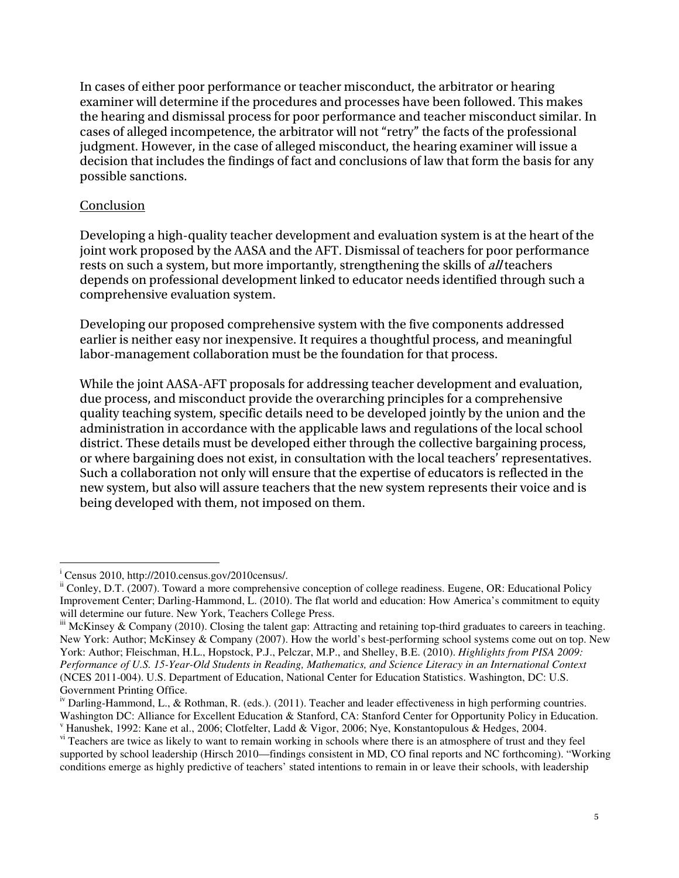In cases of either poor performance or teacher misconduct, the arbitrator or hearing examiner will determine if the procedures and processes have been followed. This makes the hearing and dismissal process for poor performance and teacher misconduct similar. In cases of alleged incompetence, the arbitrator will not "retry" the facts of the professional judgment. However, in the case of alleged misconduct, the hearing examiner will issue a decision that includes the findings of fact and conclusions of law that form the basis for any possible sanctions.

<u>Conclusion</u>

Developing a high-quality teacher development and evaluation system is at the heart of the joint work proposed by the AASA and the AFT. Dismissal of teachers for poor performance rests on such a system, but more importantly, strengthening the skills of *all* teachers depends on professional development linked to educator needs identified through such a comprehensive evaluation system.

Developing our proposed comprehensive system with the five components addressed earlier is neither easy nor inexpensive. It requires a thoughtful process, and meaningful labor-management collaboration must be the foundation for that process.

While the joint AASA-AFT proposals for addressing teacher development and evaluation, due process, and misconduct provide the overarching principles for a comprehensive quality teaching system, specific details need to be developed jointly by the union and the administration in accordance with the applicable laws and regulations of the local school district. These details must be developed either through the collective bargaining process, or where bargaining does not exist, in consultation with the local teachers' representatives. Such a collaboration not only will ensure that the expertise of educators is reflected in the new system, but also will assure teachers that the new system represents their voice and is being developed with them, not imposed on them.

---

[i] Census 2010, http://2010.census.gov/2010census/.

[ii] Conley, D.T. (2007). Toward a more comprehensive conception of college readiness. Eugene, OR: Educational Policy Improvement Center; Darling-Hammond, L. (2010). The flat world and education: How America's commitment to equity will determine our future. New York, Teachers College Press.

[iii] McKinsey & Company (2010). Closing the talent gap: Attracting and retaining top-third graduates to careers in teaching. New York: Author; McKinsey & Company (2007). How the world's best-performing school systems come out on top. New York: Author; Fleischman, H.L., Hopstock, P.J., Pelczar, M.P., and Shelley, B.E. (2010). *Highlights from PISA 2009: Performance of U.S. 15-Year-Old Students in Reading, Mathematics, and Science Literacy in an International Context* (NCES 2011-004). U.S. Department of Education, National Center for Education Statistics. Washington, DC: U.S. Government Printing Office.

[iv] Darling-Hammond, L., & Rothman, R. (eds.). (2011). Teacher and leader effectiveness in high performing countries. Washington DC: Alliance for Excellent Education & Stanford, CA: Stanford Center for Opportunity Policy in Education.

[v] Hanushek, 1992: Kane et al., 2006; Clotfelter, Ladd & Vigor, 2006; Nye, Konstantopulous & Hedges, 2004.

[vi] Teachers are twice as likely to want to remain working in schools where there is an atmosphere of trust and they feel supported by school leadership (Hirsch 2010—findings consistent in MD, CO final reports and NC forthcoming). "Working conditions emerge as highly predictive of teachers' stated intentions to remain in or leave their schools, with leadership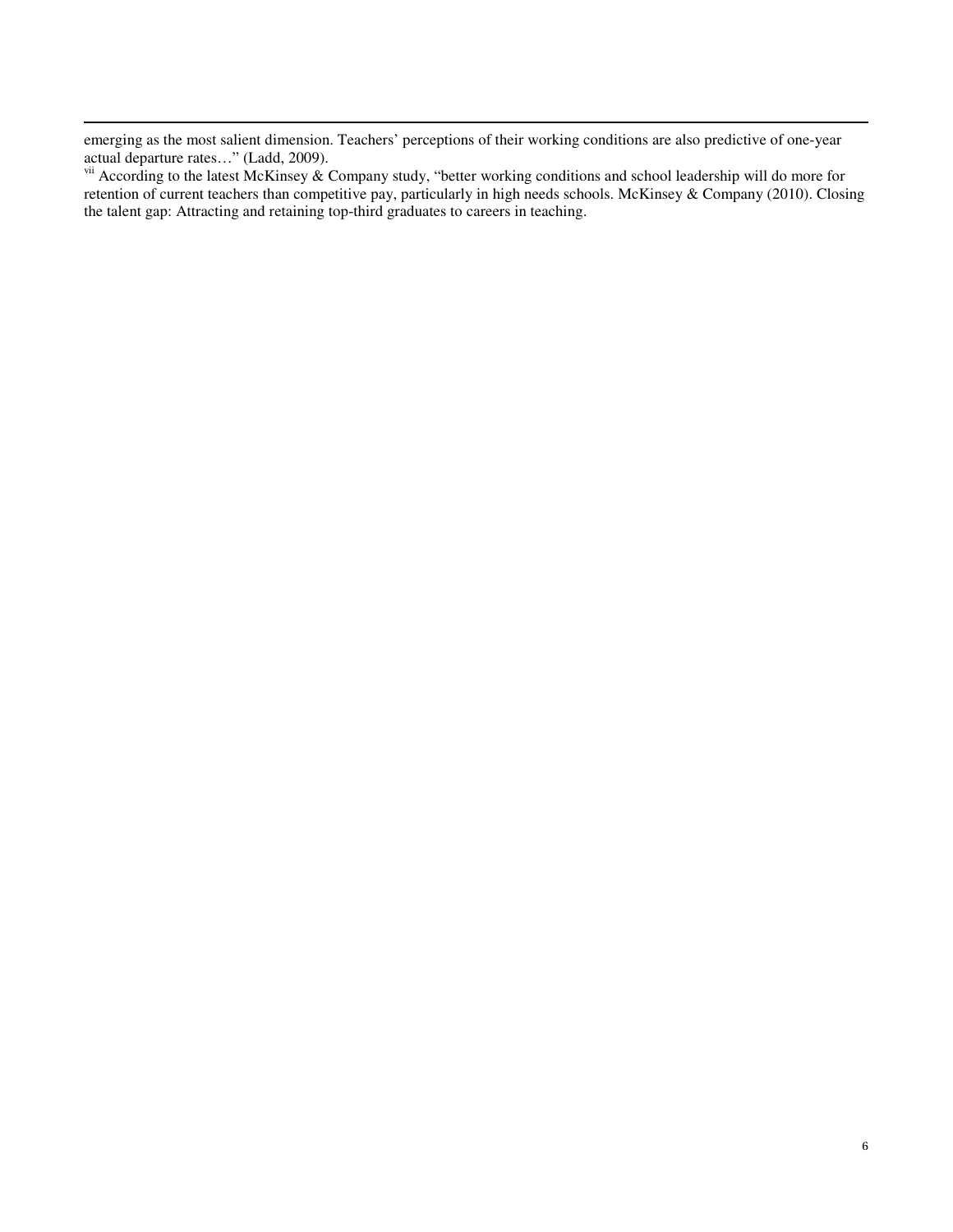emerging as the most salient dimension. Teachers' perceptions of their working conditions are also predictive of one-year actual departure rates…" (Ladd, 2009).

[vii] According to the latest McKinsey & Company study, "better working conditions and school leadership will do more for retention of current teachers than competitive pay, particularly in high needs schools. McKinsey & Company (2010). Closing the talent gap: Attracting and retaining top-third graduates to careers in teaching.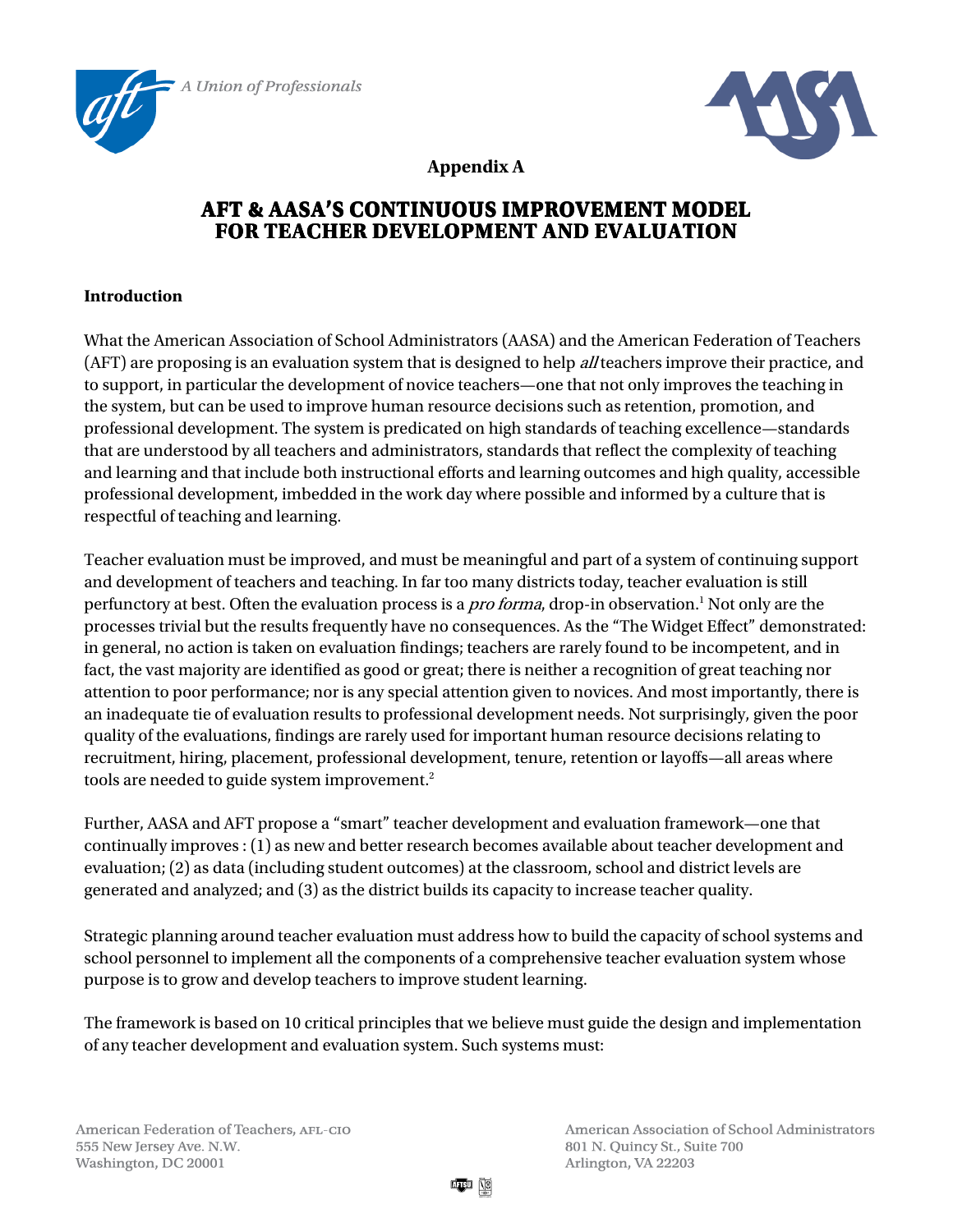**Appendix A**

# AFT & AASA'S CONTINUOUS IMPROVEMENT MODEL FOR TEACHER DEVELOPMENT AND EVALUATION

**Introduction**

What the American Association of School Administrators (AASA) and the American Federation of Teachers (AFT) are proposing is an evaluation system that is designed to help *all* teachers improve their practice, and to support, in particular the development of novice teachers—one that not only improves the teaching in the system, but can be used to improve human resource decisions such as retention, promotion, and professional development. The system is predicated on high standards of teaching excellence—standards that are understood by all teachers and administrators, standards that reflect the complexity of teaching and learning and that include both instructional efforts and learning outcomes and high quality, accessible professional development, imbedded in the work day where possible and informed by a culture that is respectful of teaching and learning.

Teacher evaluation must be improved, and must be meaningful and part of a system of continuing support and development of teachers and teaching. In far too many districts today, teacher evaluation is still perfunctory at best. Often the evaluation process is a *pro forma*, drop-in observation.[1] Not only are the processes trivial but the results frequently have no consequences. As the "The Widget Effect" demonstrated: in general, no action is taken on evaluation findings; teachers are rarely found to be incompetent, and in fact, the vast majority are identified as good or great; there is neither a recognition of great teaching nor attention to poor performance; nor is any special attention given to novices. And most importantly, there is an inadequate tie of evaluation results to professional development needs. Not surprisingly, given the poor quality of the evaluations, findings are rarely used for important human resource decisions relating to recruitment, hiring, placement, professional development, tenure, retention or layoffs—all areas where tools are needed to guide system improvement.[2]

Further, AASA and AFT propose a "smart" teacher development and evaluation framework—one that continually improves : (1) as new and better research becomes available about teacher development and evaluation; (2) as data (including student outcomes) at the classroom, school and district levels are generated and analyzed; and (3) as the district builds its capacity to increase teacher quality.

Strategic planning around teacher evaluation must address how to build the capacity of school systems and school personnel to implement all the components of a comprehensive teacher evaluation system whose purpose is to grow and develop teachers to improve student learning.

The framework is based on 10 critical principles that we believe must guide the design and implementation of any teacher development and evaluation system. Such systems must: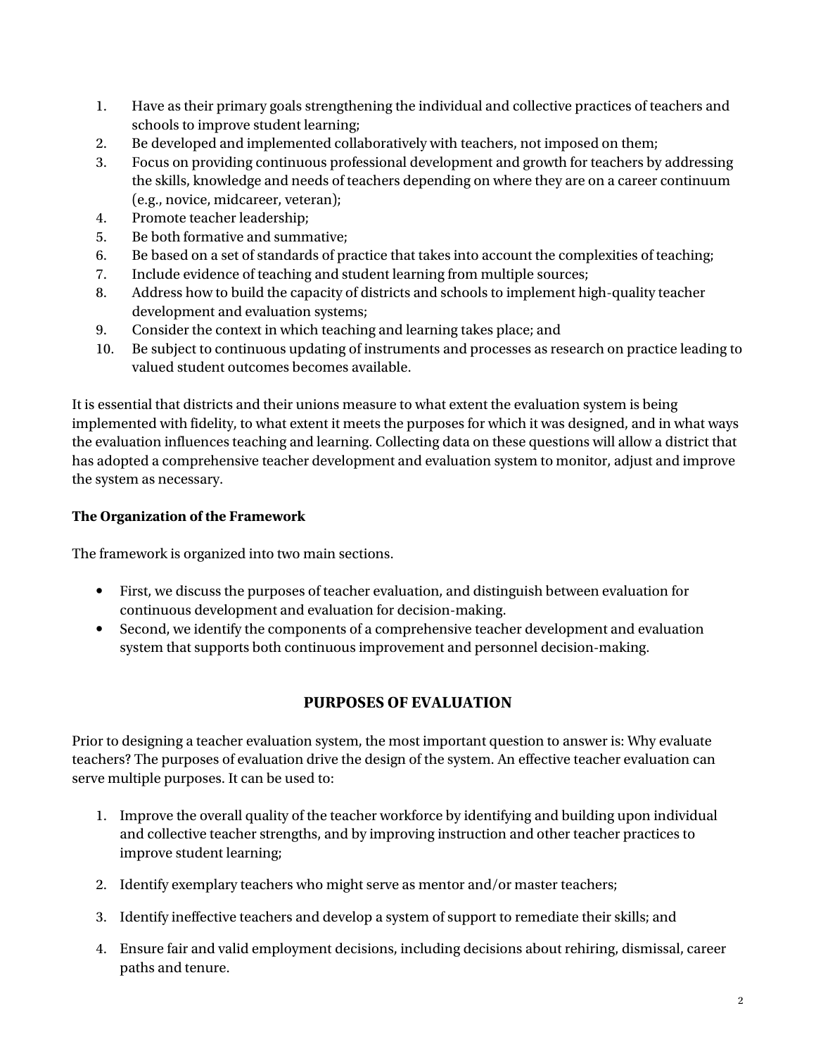1. Have as their primary goals strengthening the individual and collective practices of teachers and schools to improve student learning;
2. Be developed and implemented collaboratively with teachers, not imposed on them;
3. Focus on providing continuous professional development and growth for teachers by addressing the skills, knowledge and needs of teachers depending on where they are on a career continuum (e.g., novice, midcareer, veteran);
4. Promote teacher leadership;
5. Be both formative and summative;
6. Be based on a set of standards of practice that takes into account the complexities of teaching;
7. Include evidence of teaching and student learning from multiple sources;
8. Address how to build the capacity of districts and schools to implement high-quality teacher development and evaluation systems;
9. Consider the context in which teaching and learning takes place; and
10. Be subject to continuous updating of instruments and processes as research on practice leading to valued student outcomes becomes available.

It is essential that districts and their unions measure to what extent the evaluation system is being implemented with fidelity, to what extent it meets the purposes for which it was designed, and in what ways the evaluation influences teaching and learning. Collecting data on these questions will allow a district that has adopted a comprehensive teacher development and evaluation system to monitor, adjust and improve the system as necessary.

**The Organization of the Framework**

The framework is organized into two main sections.

- First, we discuss the purposes of teacher evaluation, and distinguish between evaluation for continuous development and evaluation for decision-making.
- Second, we identify the components of a comprehensive teacher development and evaluation system that supports both continuous improvement and personnel decision-making.

## PURPOSES OF EVALUATION

Prior to designing a teacher evaluation system, the most important question to answer is: Why evaluate teachers? The purposes of evaluation drive the design of the system. An effective teacher evaluation can serve multiple purposes. It can be used to:

1. Improve the overall quality of the teacher workforce by identifying and building upon individual and collective teacher strengths, and by improving instruction and other teacher practices to improve student learning;

2. Identify exemplary teachers who might serve as mentor and/or master teachers;

3. Identify ineffective teachers and develop a system of support to remediate their skills; and

4. Ensure fair and valid employment decisions, including decisions about rehiring, dismissal, career paths and tenure.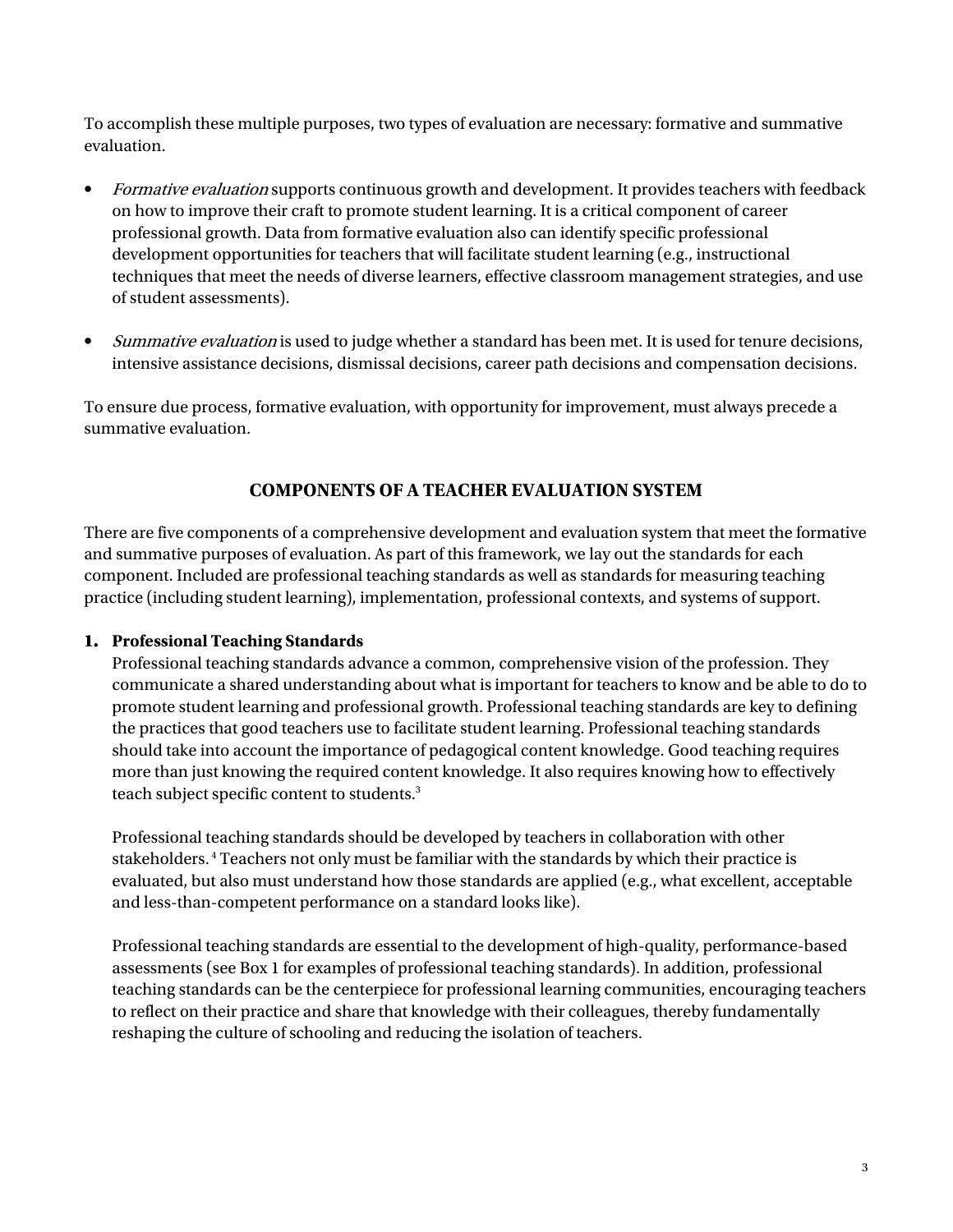To accomplish these multiple purposes, two types of evaluation are necessary: formative and summative evaluation.

- *Formative evaluation* supports continuous growth and development. It provides teachers with feedback on how to improve their craft to promote student learning. It is a critical component of career professional growth. Data from formative evaluation also can identify specific professional development opportunities for teachers that will facilitate student learning (e.g., instructional techniques that meet the needs of diverse learners, effective classroom management strategies, and use of student assessments).

- *Summative evaluation* is used to judge whether a standard has been met. It is used for tenure decisions, intensive assistance decisions, dismissal decisions, career path decisions and compensation decisions.

To ensure due process, formative evaluation, with opportunity for improvement, must always precede a summative evaluation.

## COMPONENTS OF A TEACHER EVALUATION SYSTEM

There are five components of a comprehensive development and evaluation system that meet the formative and summative purposes of evaluation. As part of this framework, we lay out the standards for each component. Included are professional teaching standards as well as standards for measuring teaching practice (including student learning), implementation, professional contexts, and systems of support.

### 1. Professional Teaching Standards

Professional teaching standards advance a common, comprehensive vision of the profession. They communicate a shared understanding about what is important for teachers to know and be able to do to promote student learning and professional growth. Professional teaching standards are key to defining the practices that good teachers use to facilitate student learning. Professional teaching standards should take into account the importance of pedagogical content knowledge. Good teaching requires more than just knowing the required content knowledge. It also requires knowing how to effectively teach subject specific content to students.[3]

Professional teaching standards should be developed by teachers in collaboration with other stakeholders.[4] Teachers not only must be familiar with the standards by which their practice is evaluated, but also must understand how those standards are applied (e.g., what excellent, acceptable and less-than-competent performance on a standard looks like).

Professional teaching standards are essential to the development of high-quality, performance-based assessments (see Box 1 for examples of professional teaching standards). In addition, professional teaching standards can be the centerpiece for professional learning communities, encouraging teachers to reflect on their practice and share that knowledge with their colleagues, thereby fundamentally reshaping the culture of schooling and reducing the isolation of teachers.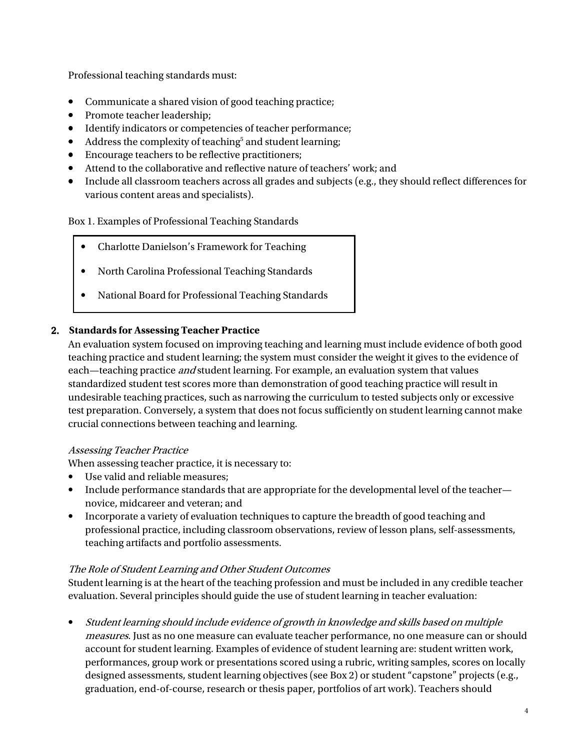Professional teaching standards must:

- Communicate a shared vision of good teaching practice;
- Promote teacher leadership;
- Identify indicators or competencies of teacher performance;
- Address the complexity of teaching[5] and student learning;
- Encourage teachers to be reflective practitioners;
- Attend to the collaborative and reflective nature of teachers' work; and
- Include all classroom teachers across all grades and subjects (e.g., they should reflect differences for various content areas and specialists).

Box 1. Examples of Professional Teaching Standards

- Charlotte Danielson's Framework for Teaching
- North Carolina Professional Teaching Standards
- National Board for Professional Teaching Standards

## 2. Standards for Assessing Teacher Practice

An evaluation system focused on improving teaching and learning must include evidence of both good teaching practice and student learning; the system must consider the weight it gives to the evidence of each—teaching practice *and* student learning. For example, an evaluation system that values standardized student test scores more than demonstration of good teaching practice will result in undesirable teaching practices, such as narrowing the curriculum to tested subjects only or excessive test preparation. Conversely, a system that does not focus sufficiently on student learning cannot make crucial connections between teaching and learning.

*Assessing Teacher Practice*

When assessing teacher practice, it is necessary to:

- Use valid and reliable measures;
- Include performance standards that are appropriate for the developmental level of the teacher—novice, midcareer and veteran; and
- Incorporate a variety of evaluation techniques to capture the breadth of good teaching and professional practice, including classroom observations, review of lesson plans, self-assessments, teaching artifacts and portfolio assessments.

*The Role of Student Learning and Other Student Outcomes*

Student learning is at the heart of the teaching profession and must be included in any credible teacher evaluation. Several principles should guide the use of student learning in teacher evaluation:

- *Student learning should include evidence of growth in knowledge and skills based on multiple measures*. Just as no one measure can evaluate teacher performance, no one measure can or should account for student learning. Examples of evidence of student learning are: student written work, performances, group work or presentations scored using a rubric, writing samples, scores on locally designed assessments, student learning objectives (see Box 2) or student "capstone" projects (e.g., graduation, end-of-course, research or thesis paper, portfolios of art work). Teachers should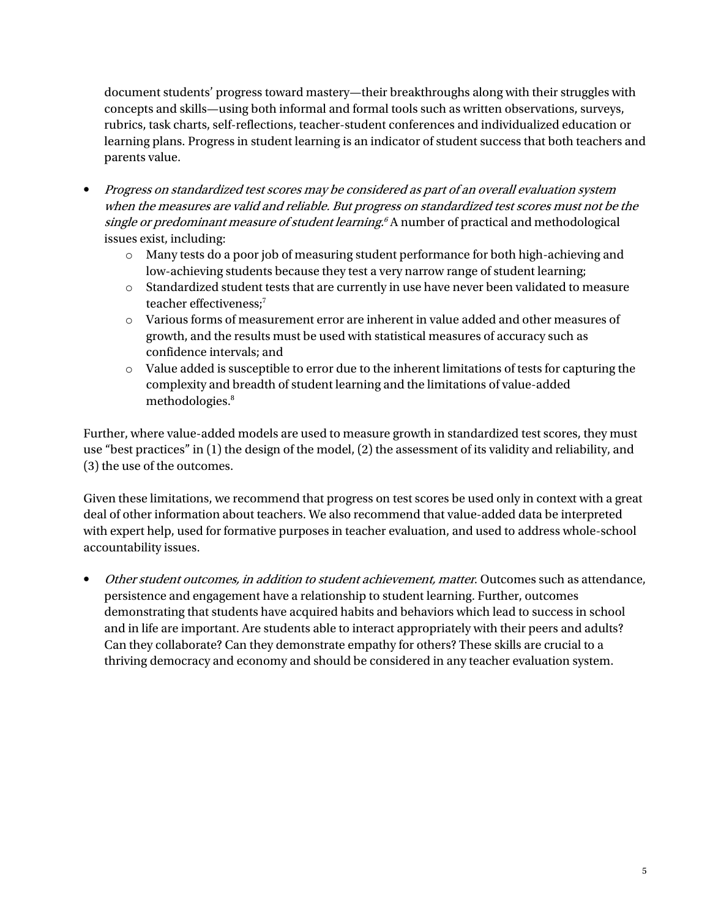document students' progress toward mastery—their breakthroughs along with their struggles with concepts and skills—using both informal and formal tools such as written observations, surveys, rubrics, task charts, self-reflections, teacher-student conferences and individualized education or learning plans. Progress in student learning is an indicator of student success that both teachers and parents value.

- *Progress on standardized test scores may be considered as part of an overall evaluation system when the measures are valid and reliable. But progress on standardized test scores must not be the single or predominant measure of student learning.*[6] A number of practical and methodological issues exist, including:
    - Many tests do a poor job of measuring student performance for both high-achieving and low-achieving students because they test a very narrow range of student learning;
    - Standardized student tests that are currently in use have never been validated to measure teacher effectiveness;[7]
    - Various forms of measurement error are inherent in value added and other measures of growth, and the results must be used with statistical measures of accuracy such as confidence intervals; and
    - Value added is susceptible to error due to the inherent limitations of tests for capturing the complexity and breadth of student learning and the limitations of value-added methodologies.[8]

Further, where value-added models are used to measure growth in standardized test scores, they must use "best practices" in (1) the design of the model, (2) the assessment of its validity and reliability, and (3) the use of the outcomes.

Given these limitations, we recommend that progress on test scores be used only in context with a great deal of other information about teachers. We also recommend that value-added data be interpreted with expert help, used for formative purposes in teacher evaluation, and used to address whole-school accountability issues.

- *Other student outcomes, in addition to student achievement, matter*. Outcomes such as attendance, persistence and engagement have a relationship to student learning. Further, outcomes demonstrating that students have acquired habits and behaviors which lead to success in school and in life are important. Are students able to interact appropriately with their peers and adults? Can they collaborate? Can they demonstrate empathy for others? These skills are crucial to a thriving democracy and economy and should be considered in any teacher evaluation system.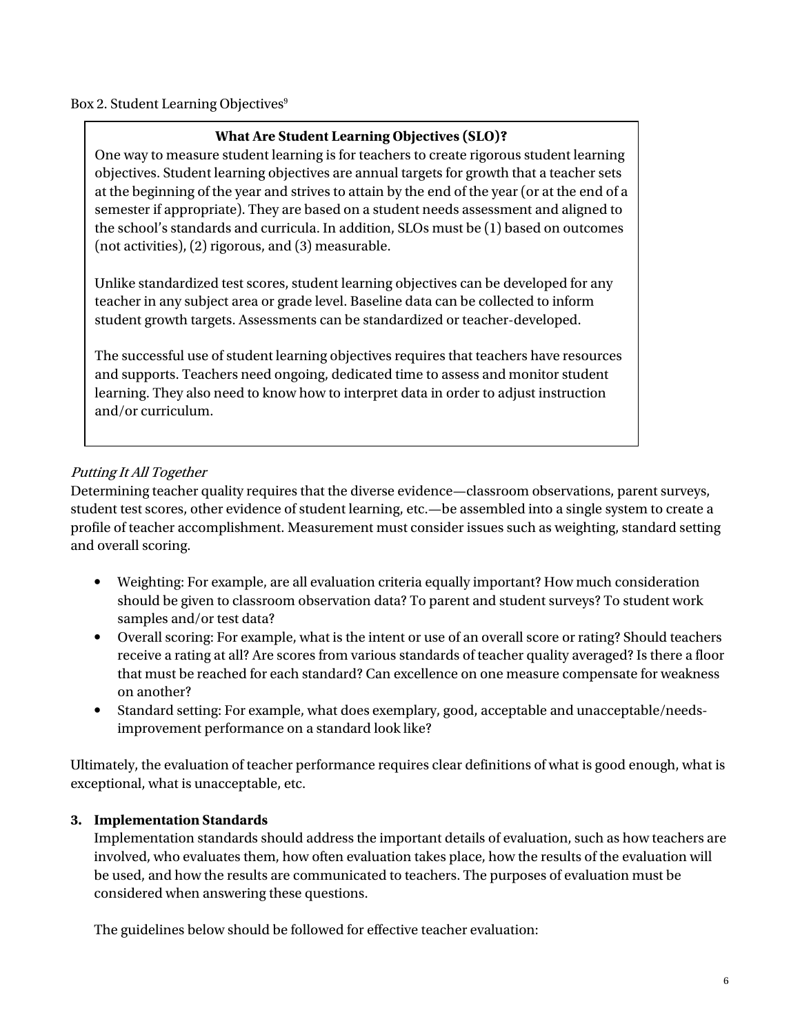Box 2. Student Learning Objectives[9]

> **What Are Student Learning Objectives (SLO)?**
>
> One way to measure student learning is for teachers to create rigorous student learning objectives. Student learning objectives are annual targets for growth that a teacher sets at the beginning of the year and strives to attain by the end of the year (or at the end of a semester if appropriate). They are based on a student needs assessment and aligned to the school's standards and curricula. In addition, SLOs must be (1) based on outcomes (not activities), (2) rigorous, and (3) measurable.
>
> Unlike standardized test scores, student learning objectives can be developed for any teacher in any subject area or grade level. Baseline data can be collected to inform student growth targets. Assessments can be standardized or teacher-developed.
>
> The successful use of student learning objectives requires that teachers have resources and supports. Teachers need ongoing, dedicated time to assess and monitor student learning. They also need to know how to interpret data in order to adjust instruction and/or curriculum.

*Putting It All Together*

Determining teacher quality requires that the diverse evidence—classroom observations, parent surveys, student test scores, other evidence of student learning, etc.—be assembled into a single system to create a profile of teacher accomplishment. Measurement must consider issues such as weighting, standard setting and overall scoring.

- Weighting: For example, are all evaluation criteria equally important? How much consideration should be given to classroom observation data? To parent and student surveys? To student work samples and/or test data?
- Overall scoring: For example, what is the intent or use of an overall score or rating? Should teachers receive a rating at all? Are scores from various standards of teacher quality averaged? Is there a floor that must be reached for each standard? Can excellence on one measure compensate for weakness on another?
- Standard setting: For example, what does exemplary, good, acceptable and unacceptable/needs-improvement performance on a standard look like?

Ultimately, the evaluation of teacher performance requires clear definitions of what is good enough, what is exceptional, what is unacceptable, etc.

**3. Implementation Standards**

Implementation standards should address the important details of evaluation, such as how teachers are involved, who evaluates them, how often evaluation takes place, how the results of the evaluation will be used, and how the results are communicated to teachers. The purposes of evaluation must be considered when answering these questions.

The guidelines below should be followed for effective teacher evaluation: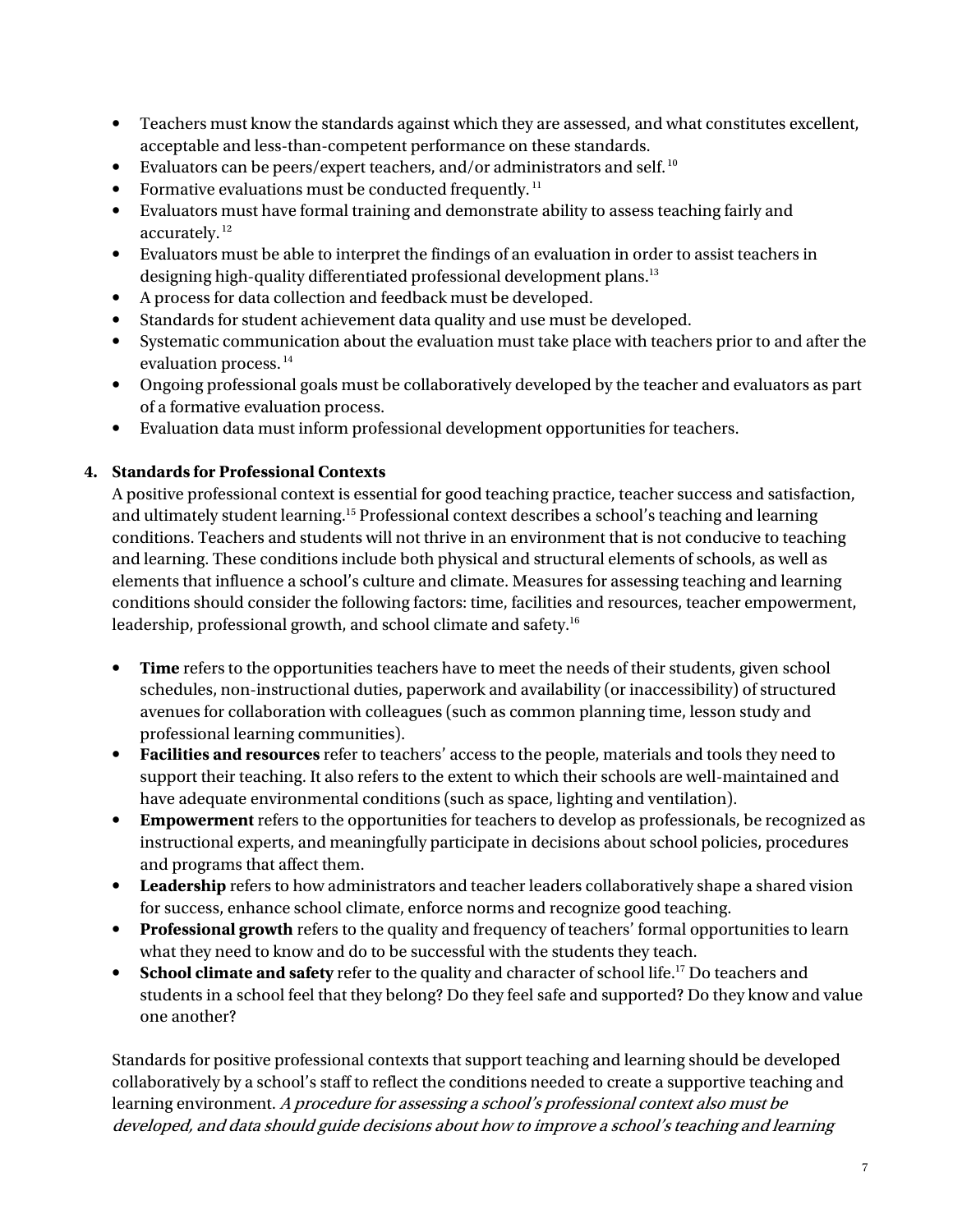- Teachers must know the standards against which they are assessed, and what constitutes excellent, acceptable and less-than-competent performance on these standards.
- Evaluators can be peers/expert teachers, and/or administrators and self.[10]
- Formative evaluations must be conducted frequently.[11]
- Evaluators must have formal training and demonstrate ability to assess teaching fairly and accurately.[12]
- Evaluators must be able to interpret the findings of an evaluation in order to assist teachers in designing high-quality differentiated professional development plans.[13]
- A process for data collection and feedback must be developed.
- Standards for student achievement data quality and use must be developed.
- Systematic communication about the evaluation must take place with teachers prior to and after the evaluation process.[14]
- Ongoing professional goals must be collaboratively developed by the teacher and evaluators as part of a formative evaluation process.
- Evaluation data must inform professional development opportunities for teachers.

**4. Standards for Professional Contexts**

A positive professional context is essential for good teaching practice, teacher success and satisfaction, and ultimately student learning.[15] Professional context describes a school's teaching and learning conditions. Teachers and students will not thrive in an environment that is not conducive to teaching and learning. These conditions include both physical and structural elements of schools, as well as elements that influence a school's culture and climate. Measures for assessing teaching and learning conditions should consider the following factors: time, facilities and resources, teacher empowerment, leadership, professional growth, and school climate and safety.[16]

- **Time** refers to the opportunities teachers have to meet the needs of their students, given school schedules, non-instructional duties, paperwork and availability (or inaccessibility) of structured avenues for collaboration with colleagues (such as common planning time, lesson study and professional learning communities).
- **Facilities and resources** refer to teachers' access to the people, materials and tools they need to support their teaching. It also refers to the extent to which their schools are well-maintained and have adequate environmental conditions (such as space, lighting and ventilation).
- **Empowerment** refers to the opportunities for teachers to develop as professionals, be recognized as instructional experts, and meaningfully participate in decisions about school policies, procedures and programs that affect them.
- **Leadership** refers to how administrators and teacher leaders collaboratively shape a shared vision for success, enhance school climate, enforce norms and recognize good teaching.
- **Professional growth** refers to the quality and frequency of teachers' formal opportunities to learn what they need to know and do to be successful with the students they teach.
- **School climate and safety** refer to the quality and character of school life.[17] Do teachers and students in a school feel that they belong? Do they feel safe and supported? Do they know and value one another?

Standards for positive professional contexts that support teaching and learning should be developed collaboratively by a school's staff to reflect the conditions needed to create a supportive teaching and learning environment. *A procedure for assessing a school's professional context also must be developed, and data should guide decisions about how to improve a school's teaching and learning*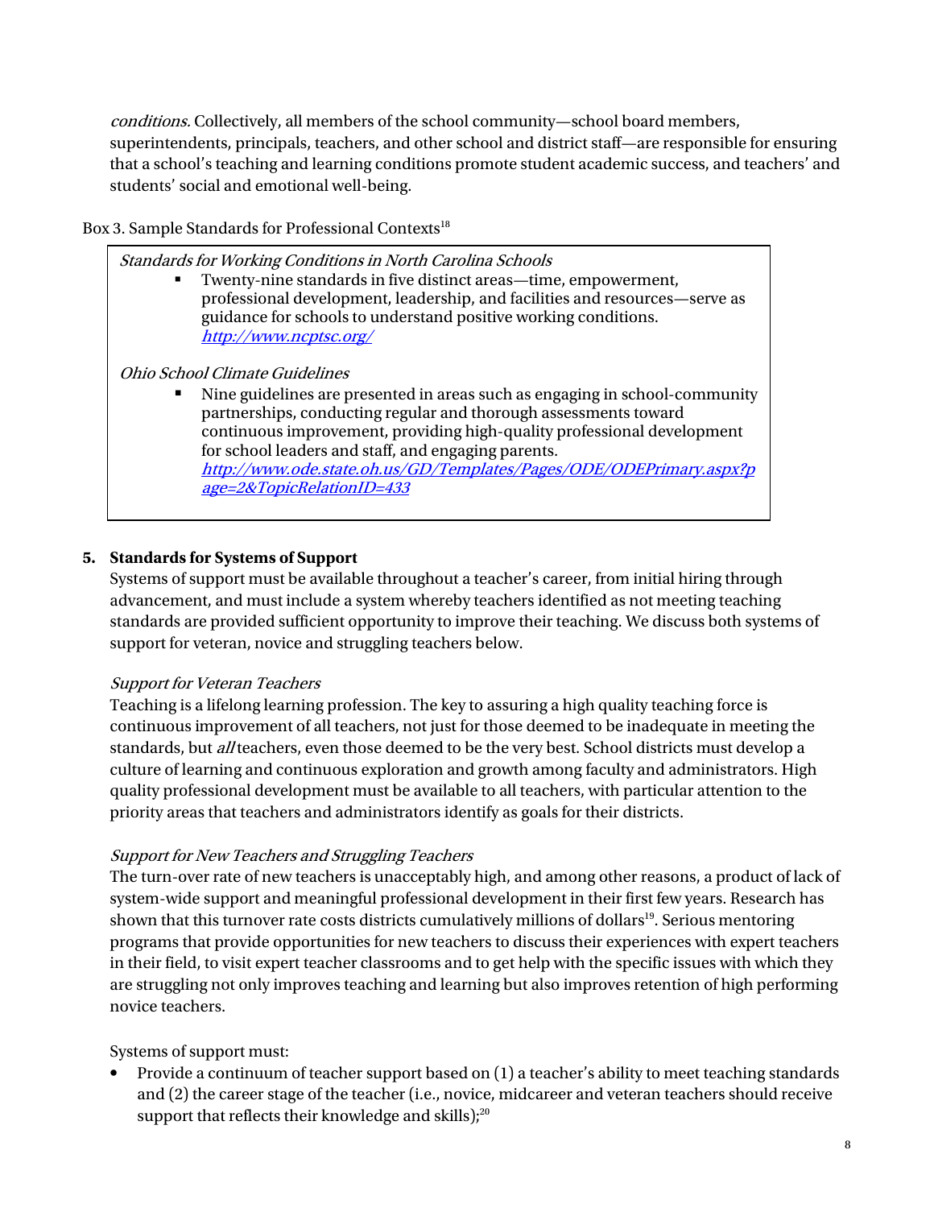*conditions.* Collectively, all members of the school community—school board members, superintendents, principals, teachers, and other school and district staff—are responsible for ensuring that a school's teaching and learning conditions promote student academic success, and teachers' and students' social and emotional well-being.

Box 3. Sample Standards for Professional Contexts[18]

*Standards for Working Conditions in North Carolina Schools*

- Twenty-nine standards in five distinct areas—time, empowerment, professional development, leadership, and facilities and resources—serve as guidance for schools to understand positive working conditions. *http://www.ncptsc.org/*

*Ohio School Climate Guidelines*

- Nine guidelines are presented in areas such as engaging in school-community partnerships, conducting regular and thorough assessments toward continuous improvement, providing high-quality professional development for school leaders and staff, and engaging parents. *http://www.ode.state.oh.us/GD/Templates/Pages/ODE/ODEPrimary.aspx?page=2&TopicRelationID=433*

**5. Standards for Systems of Support**

Systems of support must be available throughout a teacher's career, from initial hiring through advancement, and must include a system whereby teachers identified as not meeting teaching standards are provided sufficient opportunity to improve their teaching. We discuss both systems of support for veteran, novice and struggling teachers below.

*Support for Veteran Teachers*

Teaching is a lifelong learning profession. The key to assuring a high quality teaching force is continuous improvement of all teachers, not just for those deemed to be inadequate in meeting the standards, but *all* teachers, even those deemed to be the very best. School districts must develop a culture of learning and continuous exploration and growth among faculty and administrators. High quality professional development must be available to all teachers, with particular attention to the priority areas that teachers and administrators identify as goals for their districts.

*Support for New Teachers and Struggling Teachers*

The turn-over rate of new teachers is unacceptably high, and among other reasons, a product of lack of system-wide support and meaningful professional development in their first few years. Research has shown that this turnover rate costs districts cumulatively millions of dollars[19]. Serious mentoring programs that provide opportunities for new teachers to discuss their experiences with expert teachers in their field, to visit expert teacher classrooms and to get help with the specific issues with which they are struggling not only improves teaching and learning but also improves retention of high performing novice teachers.

Systems of support must:

- Provide a continuum of teacher support based on (1) a teacher's ability to meet teaching standards and (2) the career stage of the teacher (i.e., novice, midcareer and veteran teachers should receive support that reflects their knowledge and skills);[20]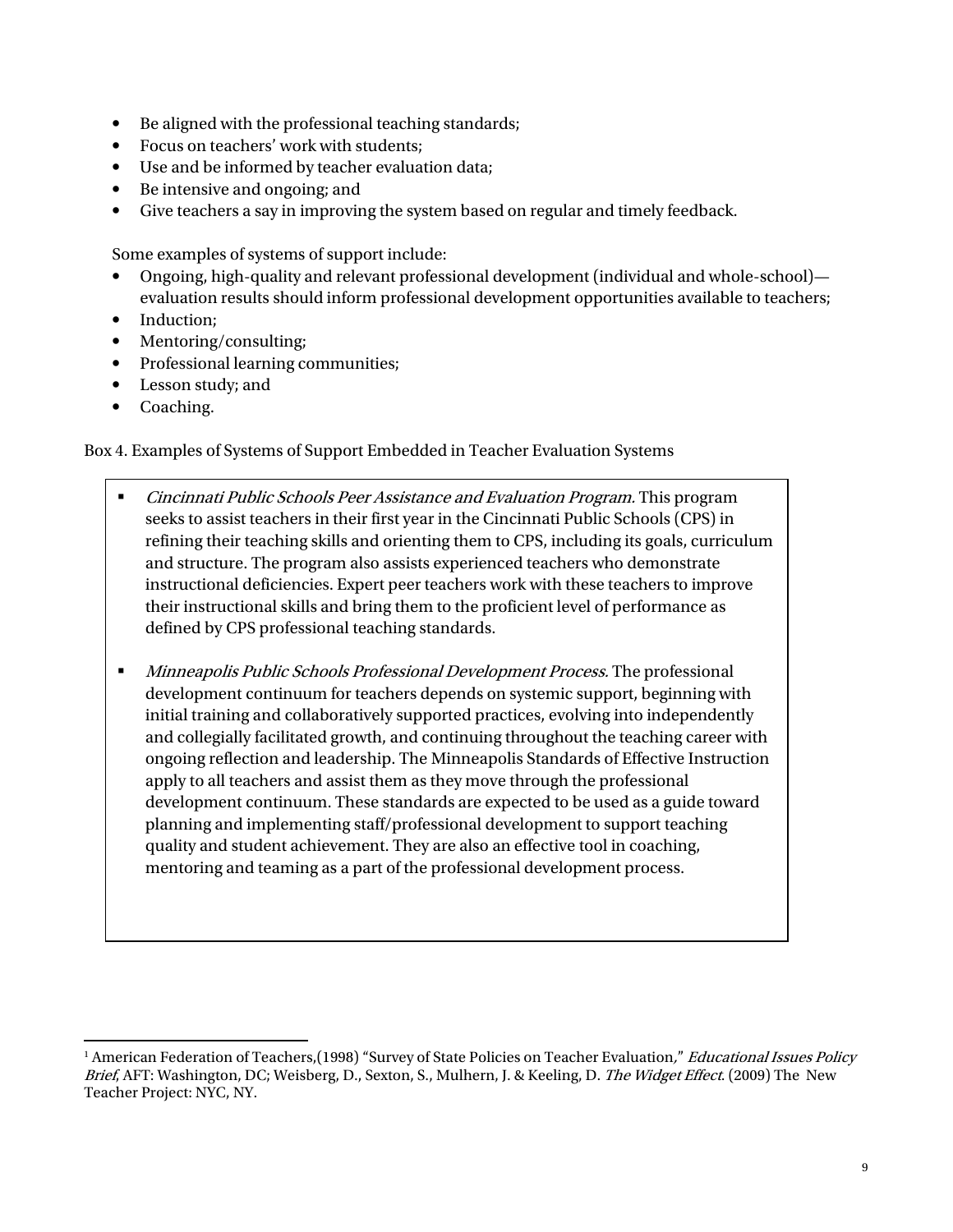- Be aligned with the professional teaching standards;
- Focus on teachers' work with students;
- Use and be informed by teacher evaluation data;
- Be intensive and ongoing; and
- Give teachers a say in improving the system based on regular and timely feedback.

Some examples of systems of support include:

- Ongoing, high-quality and relevant professional development (individual and whole-school)—evaluation results should inform professional development opportunities available to teachers;
- Induction;
- Mentoring/consulting;
- Professional learning communities;
- Lesson study; and
- Coaching.

Box 4. Examples of Systems of Support Embedded in Teacher Evaluation Systems

- *Cincinnati Public Schools Peer Assistance and Evaluation Program.* This program seeks to assist teachers in their first year in the Cincinnati Public Schools (CPS) in refining their teaching skills and orienting them to CPS, including its goals, curriculum and structure. The program also assists experienced teachers who demonstrate instructional deficiencies. Expert peer teachers work with these teachers to improve their instructional skills and bring them to the proficient level of performance as defined by CPS professional teaching standards.

- *Minneapolis Public Schools Professional Development Process.* The professional development continuum for teachers depends on systemic support, beginning with initial training and collaboratively supported practices, evolving into independently and collegially facilitated growth, and continuing throughout the teaching career with ongoing reflection and leadership. The Minneapolis Standards of Effective Instruction apply to all teachers and assist them as they move through the professional development continuum. These standards are expected to be used as a guide toward planning and implementing staff/professional development to support teaching quality and student achievement. They are also an effective tool in coaching, mentoring and teaming as a part of the professional development process.

---

[1] American Federation of Teachers,(1998) "Survey of State Policies on Teacher Evaluation," *Educational Issues Policy Brief*, AFT: Washington, DC; Weisberg, D., Sexton, S., Mulhern, J. & Keeling, D. *The Widget Effect*. (2009) The New Teacher Project: NYC, NY.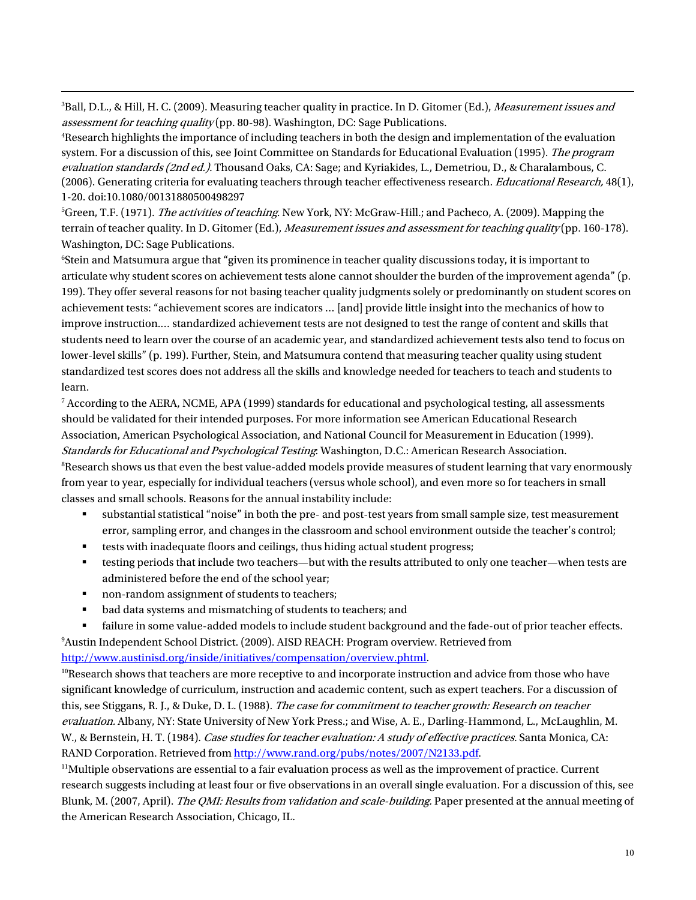[3]Ball, D.L., & Hill, H. C. (2009). Measuring teacher quality in practice. In D. Gitomer (Ed.), *Measurement issues and assessment for teaching quality* (pp. 80-98). Washington, DC: Sage Publications.

[4]Research highlights the importance of including teachers in both the design and implementation of the evaluation system. For a discussion of this, see Joint Committee on Standards for Educational Evaluation (1995). *The program evaluation standards (2nd ed.).* Thousand Oaks, CA: Sage; and Kyriakides, L., Demetriou, D., & Charalambous, C. (2006). Generating criteria for evaluating teachers through teacher effectiveness research. *Educational Research,* 48(1), 1-20. doi:10.1080/00131880500498297

[5]Green, T.F. (1971). *The activities of teaching*. New York, NY: McGraw-Hill.; and Pacheco, A. (2009). Mapping the terrain of teacher quality. In D. Gitomer (Ed.), *Measurement issues and assessment for teaching quality* (pp. 160-178). Washington, DC: Sage Publications.

[6]Stein and Matsumura argue that "given its prominence in teacher quality discussions today, it is important to articulate why student scores on achievement tests alone cannot shoulder the burden of the improvement agenda" (p. 199). They offer several reasons for not basing teacher quality judgments solely or predominantly on student scores on achievement tests: "achievement scores are indicators … [and] provide little insight into the mechanics of how to improve instruction.… standardized achievement tests are not designed to test the range of content and skills that students need to learn over the course of an academic year, and standardized achievement tests also tend to focus on lower-level skills" (p. 199). Further, Stein, and Matsumura contend that measuring teacher quality using student standardized test scores does not address all the skills and knowledge needed for teachers to teach and students to learn.

[7] According to the AERA, NCME, APA (1999) standards for educational and psychological testing, all assessments should be validated for their intended purposes. For more information see American Educational Research Association, American Psychological Association, and National Council for Measurement in Education (1999). *Standards for Educational and Psychological Testing*: Washington, D.C.: American Research Association.

[8]Research shows us that even the best value-added models provide measures of student learning that vary enormously from year to year, especially for individual teachers (versus whole school), and even more so for teachers in small classes and small schools. Reasons for the annual instability include:

- substantial statistical "noise" in both the pre- and post-test years from small sample size, test measurement error, sampling error, and changes in the classroom and school environment outside the teacher's control;
- tests with inadequate floors and ceilings, thus hiding actual student progress;
- testing periods that include two teachers—but with the results attributed to only one teacher—when tests are administered before the end of the school year;
- non-random assignment of students to teachers;
- bad data systems and mismatching of students to teachers; and
- failure in some value-added models to include student background and the fade-out of prior teacher effects.

[9]Austin Independent School District. (2009). AISD REACH: Program overview. Retrieved from http://www.austinisd.org/inside/initiatives/compensation/overview.phtml.

[10]Research shows that teachers are more receptive to and incorporate instruction and advice from those who have significant knowledge of curriculum, instruction and academic content, such as expert teachers. For a discussion of this, see Stiggans, R. J., & Duke, D. L. (1988). *The case for commitment to teacher growth: Research on teacher evaluation.* Albany, NY: State University of New York Press.; and Wise, A. E., Darling-Hammond, L., McLaughlin, M. W., & Bernstein, H. T. (1984). *Case studies for teacher evaluation: A study of effective practices.* Santa Monica, CA: RAND Corporation. Retrieved from http://www.rand.org/pubs/notes/2007/N2133.pdf.

[11]Multiple observations are essential to a fair evaluation process as well as the improvement of practice. Current research suggests including at least four or five observations in an overall single evaluation. For a discussion of this, see Blunk, M. (2007, April). *The QMI: Results from validation and scale-building.* Paper presented at the annual meeting of the American Research Association, Chicago, IL.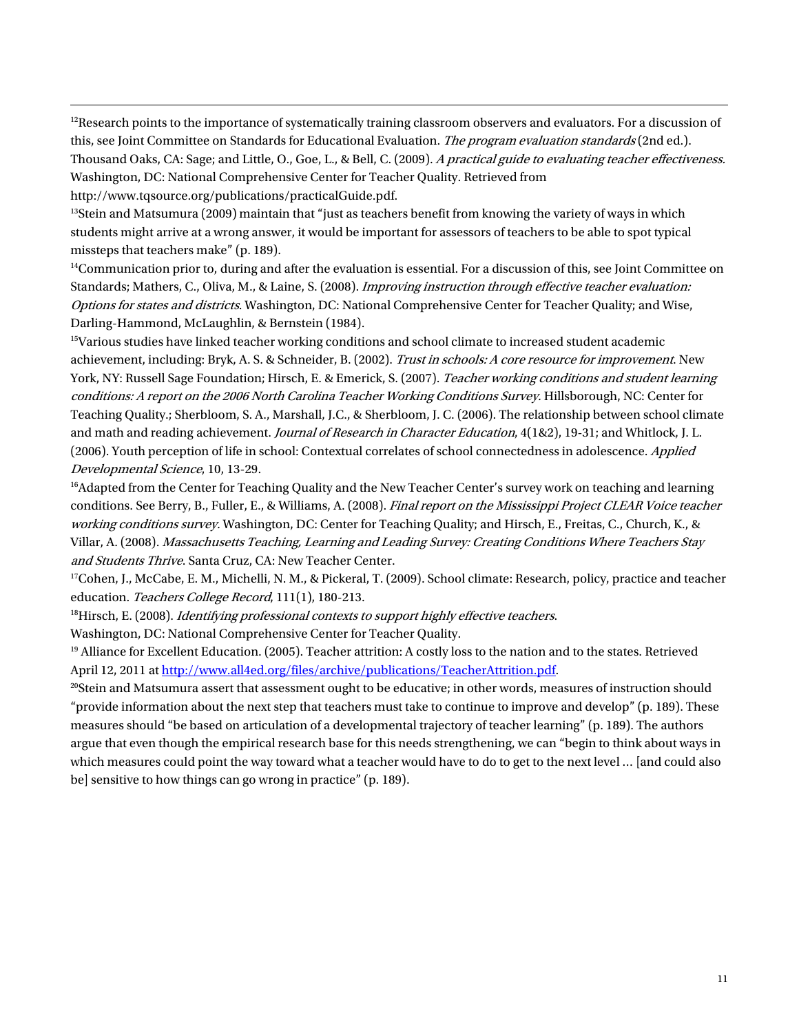[12]Research points to the importance of systematically training classroom observers and evaluators. For a discussion of this, see Joint Committee on Standards for Educational Evaluation. *The program evaluation standards* (2nd ed.). Thousand Oaks, CA: Sage; and Little, O., Goe, L., & Bell, C. (2009). *A practical guide to evaluating teacher effectiveness.* Washington, DC: National Comprehensive Center for Teacher Quality. Retrieved from http://www.tqsource.org/publications/practicalGuide.pdf.

[13]Stein and Matsumura (2009) maintain that "just as teachers benefit from knowing the variety of ways in which students might arrive at a wrong answer, it would be important for assessors of teachers to be able to spot typical missteps that teachers make" (p. 189).

[14]Communication prior to, during and after the evaluation is essential. For a discussion of this, see Joint Committee on Standards; Mathers, C., Oliva, M., & Laine, S. (2008). *Improving instruction through effective teacher evaluation: Options for states and districts*. Washington, DC: National Comprehensive Center for Teacher Quality; and Wise, Darling-Hammond, McLaughlin, & Bernstein (1984).

[15]Various studies have linked teacher working conditions and school climate to increased student academic achievement, including: Bryk, A. S. & Schneider, B. (2002). *Trust in schools: A core resource for improvement*. New York, NY: Russell Sage Foundation; Hirsch, E. & Emerick, S. (2007). *Teacher working conditions and student learning conditions: A report on the 2006 North Carolina Teacher Working Conditions Survey.* Hillsborough, NC: Center for Teaching Quality.; Sherbloom, S. A., Marshall, J.C., & Sherbloom, J. C. (2006). The relationship between school climate and math and reading achievement. *Journal of Research in Character Education*, 4(1&2), 19-31; and Whitlock, J. L. (2006). Youth perception of life in school: Contextual correlates of school connectedness in adolescence. *Applied Developmental Science*, 10, 13-29.

[16]Adapted from the Center for Teaching Quality and the New Teacher Center's survey work on teaching and learning conditions. See Berry, B., Fuller, E., & Williams, A. (2008). *Final report on the Mississippi Project CLEAR Voice teacher working conditions survey.* Washington, DC: Center for Teaching Quality; and Hirsch, E., Freitas, C., Church, K., & Villar, A. (2008). *Massachusetts Teaching, Learning and Leading Survey: Creating Conditions Where Teachers Stay and Students Thrive*. Santa Cruz, CA: New Teacher Center.

[17]Cohen, J., McCabe, E. M., Michelli, N. M., & Pickeral, T. (2009). School climate: Research, policy, practice and teacher education. *Teachers College Record*, 111(1), 180-213.

[18]Hirsch, E. (2008). *Identifying professional contexts to support highly effective teachers*.
Washington, DC: National Comprehensive Center for Teacher Quality.

[19] Alliance for Excellent Education. (2005). Teacher attrition: A costly loss to the nation and to the states. Retrieved April 12, 2011 at http://www.all4ed.org/files/archive/publications/TeacherAttrition.pdf.

[20]Stein and Matsumura assert that assessment ought to be educative; in other words, measures of instruction should "provide information about the next step that teachers must take to continue to improve and develop" (p. 189). These measures should "be based on articulation of a developmental trajectory of teacher learning" (p. 189). The authors argue that even though the empirical research base for this needs strengthening, we can "begin to think about ways in which measures could point the way toward what a teacher would have to do to get to the next level … [and could also be] sensitive to how things can go wrong in practice" (p. 189).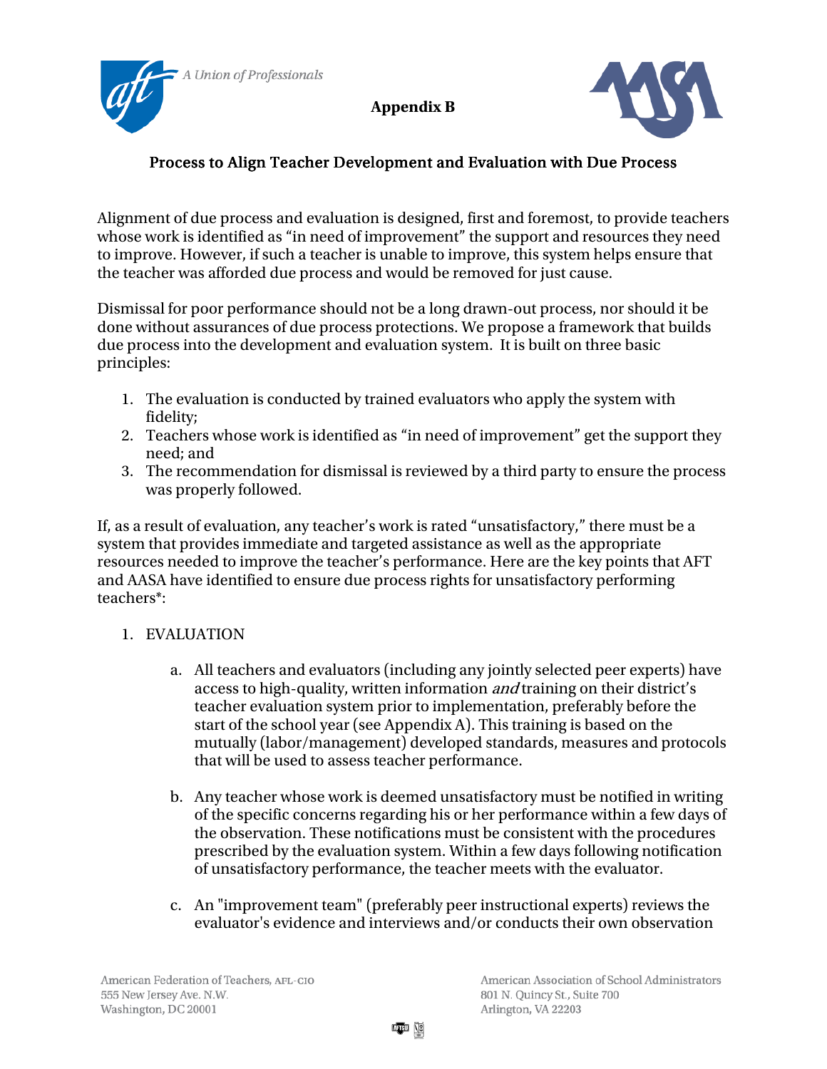A Union of Professionals

**Appendix B**

## Process to Align Teacher Development and Evaluation with Due Process

Alignment of due process and evaluation is designed, first and foremost, to provide teachers whose work is identified as "in need of improvement" the support and resources they need to improve. However, if such a teacher is unable to improve, this system helps ensure that the teacher was afforded due process and would be removed for just cause.

Dismissal for poor performance should not be a long drawn-out process, nor should it be done without assurances of due process protections. We propose a framework that builds due process into the development and evaluation system. It is built on three basic principles:

1. The evaluation is conducted by trained evaluators who apply the system with fidelity;
2. Teachers whose work is identified as "in need of improvement" get the support they need; and
3. The recommendation for dismissal is reviewed by a third party to ensure the process was properly followed.

If, as a result of evaluation, any teacher's work is rated "unsatisfactory," there must be a system that provides immediate and targeted assistance as well as the appropriate resources needed to improve the teacher's performance. Here are the key points that AFT and AASA have identified to ensure due process rights for unsatisfactory performing teachers*:

1. EVALUATION

   a. All teachers and evaluators (including any jointly selected peer experts) have access to high-quality, written information *and* training on their district's teacher evaluation system prior to implementation, preferably before the start of the school year (see Appendix A). This training is based on the mutually (labor/management) developed standards, measures and protocols that will be used to assess teacher performance.

   b. Any teacher whose work is deemed unsatisfactory must be notified in writing of the specific concerns regarding his or her performance within a few days of the observation. These notifications must be consistent with the procedures prescribed by the evaluation system. Within a few days following notification of unsatisfactory performance, the teacher meets with the evaluator.

   c. An "improvement team" (preferably peer instructional experts) reviews the evaluator's evidence and interviews and/or conducts their own observation

American Federation of Teachers, AFL-CIO
555 New Jersey Ave. N.W.
Washington, DC 20001

American Association of School Administrators
801 N. Quincy St., Suite 700
Arlington, VA 22203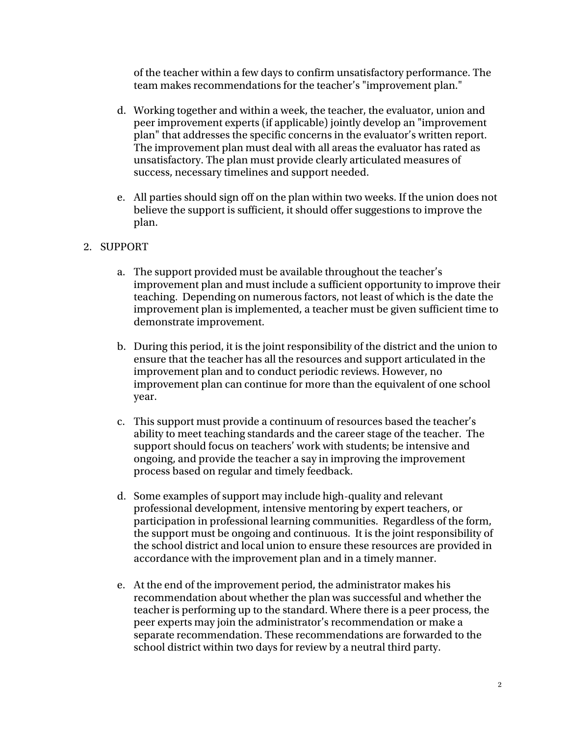of the teacher within a few days to confirm unsatisfactory performance. The team makes recommendations for the teacher's "improvement plan."

d. Working together and within a week, the teacher, the evaluator, union and peer improvement experts (if applicable) jointly develop an "improvement plan" that addresses the specific concerns in the evaluator's written report. The improvement plan must deal with all areas the evaluator has rated as unsatisfactory. The plan must provide clearly articulated measures of success, necessary timelines and support needed.

e. All parties should sign off on the plan within two weeks. If the union does not believe the support is sufficient, it should offer suggestions to improve the plan.

2. SUPPORT

   a. The support provided must be available throughout the teacher's improvement plan and must include a sufficient opportunity to improve their teaching. Depending on numerous factors, not least of which is the date the improvement plan is implemented, a teacher must be given sufficient time to demonstrate improvement.

   b. During this period, it is the joint responsibility of the district and the union to ensure that the teacher has all the resources and support articulated in the improvement plan and to conduct periodic reviews. However, no improvement plan can continue for more than the equivalent of one school year.

   c. This support must provide a continuum of resources based the teacher's ability to meet teaching standards and the career stage of the teacher. The support should focus on teachers' work with students; be intensive and ongoing, and provide the teacher a say in improving the improvement process based on regular and timely feedback.

   d. Some examples of support may include high-quality and relevant professional development, intensive mentoring by expert teachers, or participation in professional learning communities. Regardless of the form, the support must be ongoing and continuous. It is the joint responsibility of the school district and local union to ensure these resources are provided in accordance with the improvement plan and in a timely manner.

   e. At the end of the improvement period, the administrator makes his recommendation about whether the plan was successful and whether the teacher is performing up to the standard. Where there is a peer process, the peer experts may join the administrator's recommendation or make a separate recommendation. These recommendations are forwarded to the school district within two days for review by a neutral third party.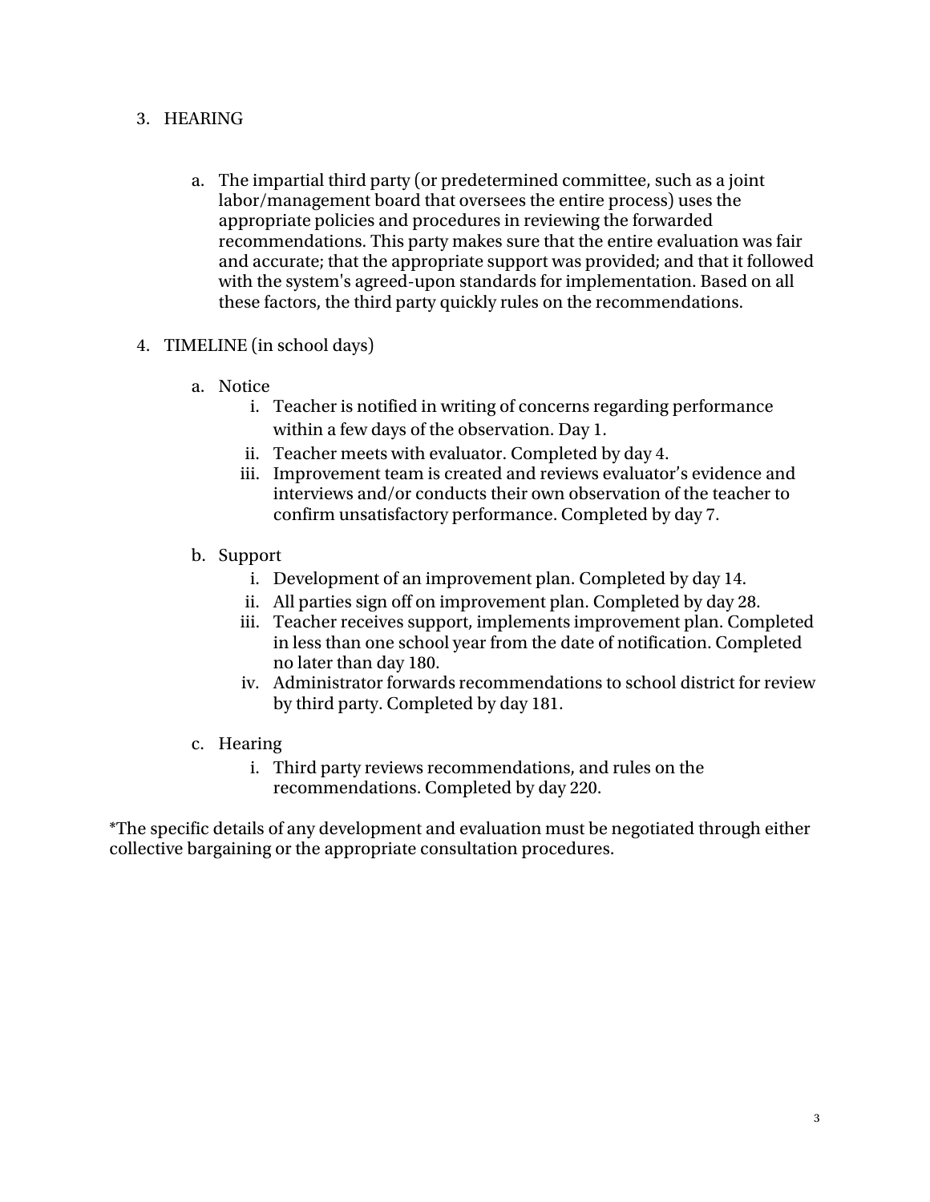3. HEARING

   a. The impartial third party (or predetermined committee, such as a joint labor/management board that oversees the entire process) uses the appropriate policies and procedures in reviewing the forwarded recommendations. This party makes sure that the entire evaluation was fair and accurate; that the appropriate support was provided; and that it followed with the system's agreed-upon standards for implementation. Based on all these factors, the third party quickly rules on the recommendations.

4. TIMELINE (in school days)

   a. Notice
      i. Teacher is notified in writing of concerns regarding performance within a few days of the observation. Day 1.
      ii. Teacher meets with evaluator. Completed by day 4.
      iii. Improvement team is created and reviews evaluator's evidence and interviews and/or conducts their own observation of the teacher to confirm unsatisfactory performance. Completed by day 7.

   b. Support
      i. Development of an improvement plan. Completed by day 14.
      ii. All parties sign off on improvement plan. Completed by day 28.
      iii. Teacher receives support, implements improvement plan. Completed in less than one school year from the date of notification. Completed no later than day 180.
      iv. Administrator forwards recommendations to school district for review by third party. Completed by day 181.

   c. Hearing
      i. Third party reviews recommendations, and rules on the recommendations. Completed by day 220.

*The specific details of any development and evaluation must be negotiated through either collective bargaining or the appropriate consultation procedures.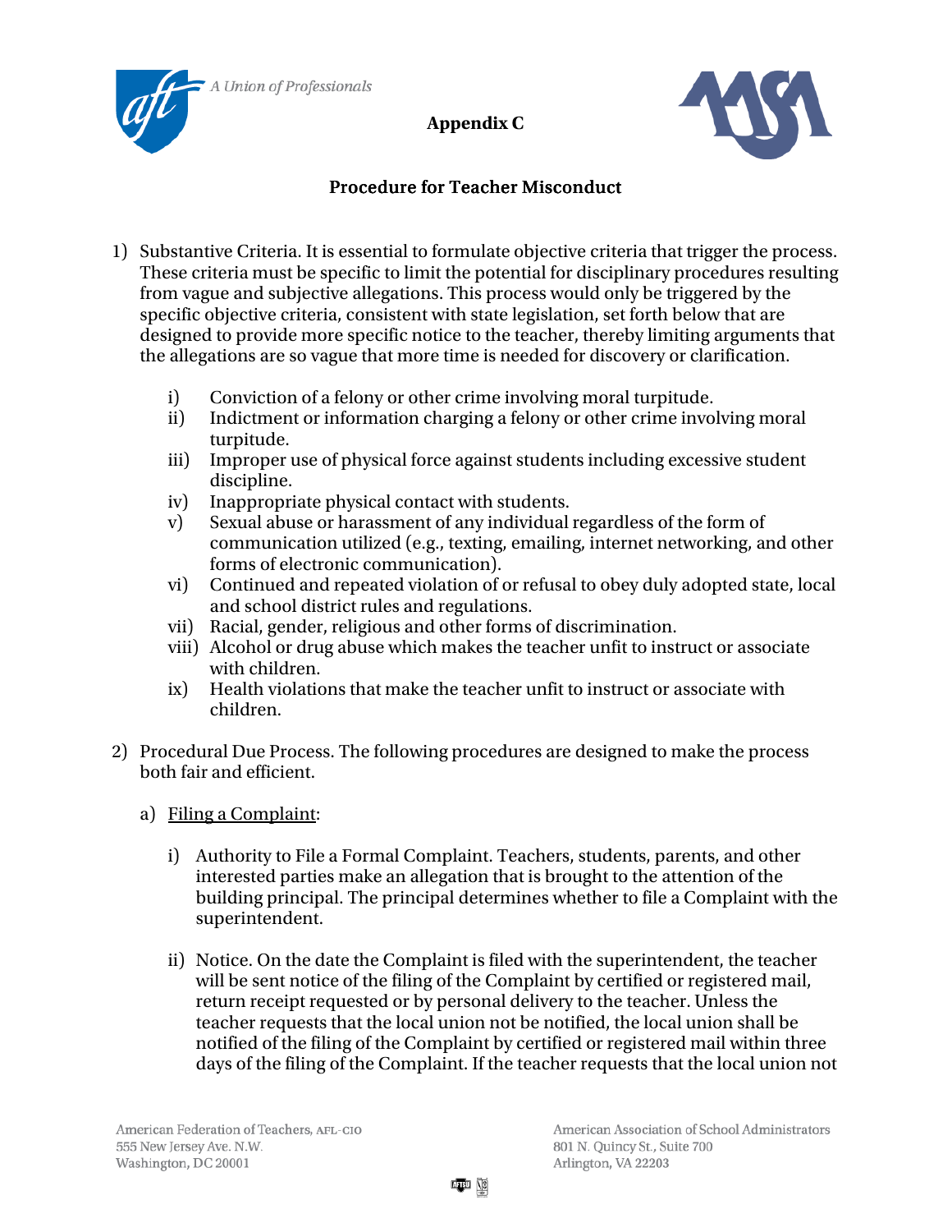## Appendix C

### Procedure for Teacher Misconduct

1) Substantive Criteria. It is essential to formulate objective criteria that trigger the process. These criteria must be specific to limit the potential for disciplinary procedures resulting from vague and subjective allegations. This process would only be triggered by the specific objective criteria, consistent with state legislation, set forth below that are designed to provide more specific notice to the teacher, thereby limiting arguments that the allegations are so vague that more time is needed for discovery or clarification.

    i) Conviction of a felony or other crime involving moral turpitude.
    ii) Indictment or information charging a felony or other crime involving moral turpitude.
    iii) Improper use of physical force against students including excessive student discipline.
    iv) Inappropriate physical contact with students.
    v) Sexual abuse or harassment of any individual regardless of the form of communication utilized (e.g., texting, emailing, internet networking, and other forms of electronic communication).
    vi) Continued and repeated violation of or refusal to obey duly adopted state, local and school district rules and regulations.
    vii) Racial, gender, religious and other forms of discrimination.
    viii) Alcohol or drug abuse which makes the teacher unfit to instruct or associate with children.
    ix) Health violations that make the teacher unfit to instruct or associate with children.

2) Procedural Due Process. The following procedures are designed to make the process both fair and efficient.

    a) Filing a Complaint:

        i) Authority to File a Formal Complaint. Teachers, students, parents, and other interested parties make an allegation that is brought to the attention of the building principal. The principal determines whether to file a Complaint with the superintendent.

        ii) Notice. On the date the Complaint is filed with the superintendent, the teacher will be sent notice of the filing of the Complaint by certified or registered mail, return receipt requested or by personal delivery to the teacher. Unless the teacher requests that the local union not be notified, the local union shall be notified of the filing of the Complaint by certified or registered mail within three days of the filing of the Complaint. If the teacher requests that the local union not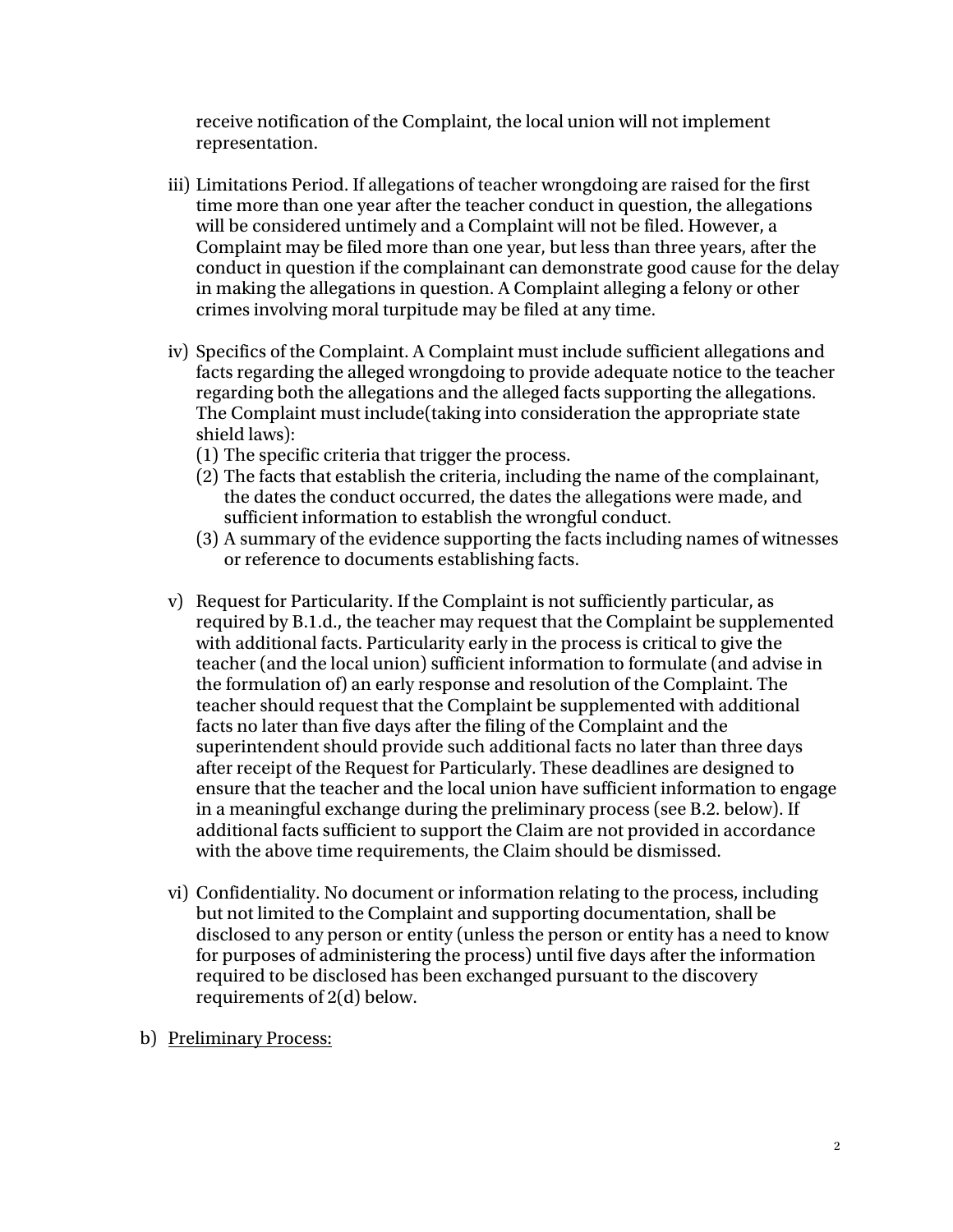receive notification of the Complaint, the local union will not implement representation.

iii) Limitations Period. If allegations of teacher wrongdoing are raised for the first time more than one year after the teacher conduct in question, the allegations will be considered untimely and a Complaint will not be filed. However, a Complaint may be filed more than one year, but less than three years, after the conduct in question if the complainant can demonstrate good cause for the delay in making the allegations in question. A Complaint alleging a felony or other crimes involving moral turpitude may be filed at any time.

iv) Specifics of the Complaint. A Complaint must include sufficient allegations and facts regarding the alleged wrongdoing to provide adequate notice to the teacher regarding both the allegations and the alleged facts supporting the allegations. The Complaint must include(taking into consideration the appropriate state shield laws):
   (1) The specific criteria that trigger the process.
   (2) The facts that establish the criteria, including the name of the complainant, the dates the conduct occurred, the dates the allegations were made, and sufficient information to establish the wrongful conduct.
   (3) A summary of the evidence supporting the facts including names of witnesses or reference to documents establishing facts.

v) Request for Particularity. If the Complaint is not sufficiently particular, as required by B.1.d., the teacher may request that the Complaint be supplemented with additional facts. Particularity early in the process is critical to give the teacher (and the local union) sufficient information to formulate (and advise in the formulation of) an early response and resolution of the Complaint. The teacher should request that the Complaint be supplemented with additional facts no later than five days after the filing of the Complaint and the superintendent should provide such additional facts no later than three days after receipt of the Request for Particularly. These deadlines are designed to ensure that the teacher and the local union have sufficient information to engage in a meaningful exchange during the preliminary process (see B.2. below). If additional facts sufficient to support the Claim are not provided in accordance with the above time requirements, the Claim should be dismissed.

vi) Confidentiality. No document or information relating to the process, including but not limited to the Complaint and supporting documentation, shall be disclosed to any person or entity (unless the person or entity has a need to know for purposes of administering the process) until five days after the information required to be disclosed has been exchanged pursuant to the discovery requirements of 2(d) below.

b) Preliminary Process: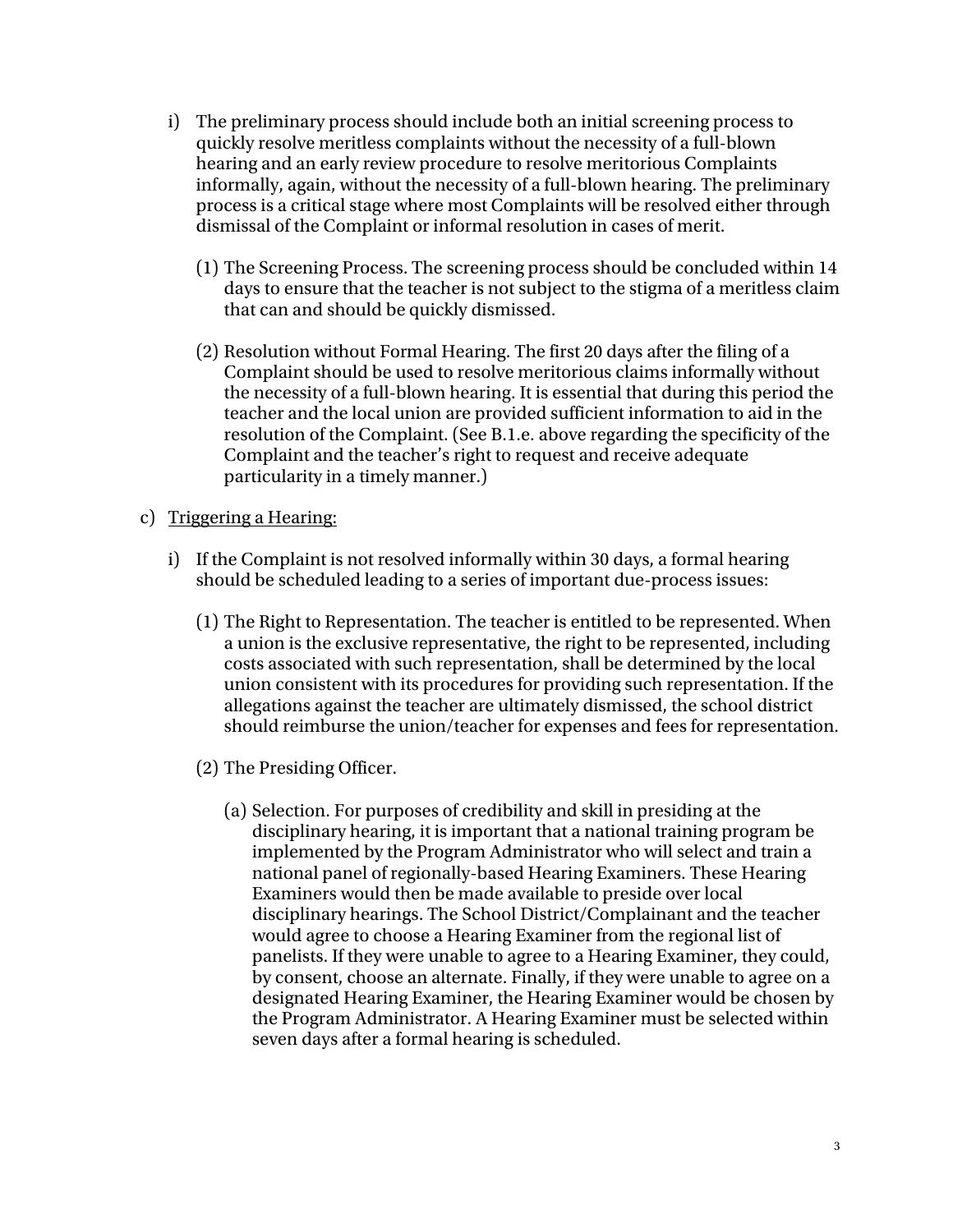i) The preliminary process should include both an initial screening process to quickly resolve meritless complaints without the necessity of a full-blown hearing and an early review procedure to resolve meritorious Complaints informally, again, without the necessity of a full-blown hearing. The preliminary process is a critical stage where most Complaints will be resolved either through dismissal of the Complaint or informal resolution in cases of merit.

   (1) The Screening Process. The screening process should be concluded within 14 days to ensure that the teacher is not subject to the stigma of a meritless claim that can and should be quickly dismissed.

   (2) Resolution without Formal Hearing. The first 20 days after the filing of a Complaint should be used to resolve meritorious claims informally without the necessity of a full-blown hearing. It is essential that during this period the teacher and the local union are provided sufficient information to aid in the resolution of the Complaint. (See B.1.e. above regarding the specificity of the Complaint and the teacher's right to request and receive adequate particularity in a timely manner.)

c) <u>Triggering a Hearing:</u>

i) If the Complaint is not resolved informally within 30 days, a formal hearing should be scheduled leading to a series of important due-process issues:

   (1) The Right to Representation. The teacher is entitled to be represented. When a union is the exclusive representative, the right to be represented, including costs associated with such representation, shall be determined by the local union consistent with its procedures for providing such representation. If the allegations against the teacher are ultimately dismissed, the school district should reimburse the union/teacher for expenses and fees for representation.

   (2) The Presiding Officer.

      (a) Selection. For purposes of credibility and skill in presiding at the disciplinary hearing, it is important that a national training program be implemented by the Program Administrator who will select and train a national panel of regionally-based Hearing Examiners. These Hearing Examiners would then be made available to preside over local disciplinary hearings. The School District/Complainant and the teacher would agree to choose a Hearing Examiner from the regional list of panelists. If they were unable to agree to a Hearing Examiner, they could, by consent, choose an alternate. Finally, if they were unable to agree on a designated Hearing Examiner, the Hearing Examiner would be chosen by the Program Administrator. A Hearing Examiner must be selected within seven days after a formal hearing is scheduled.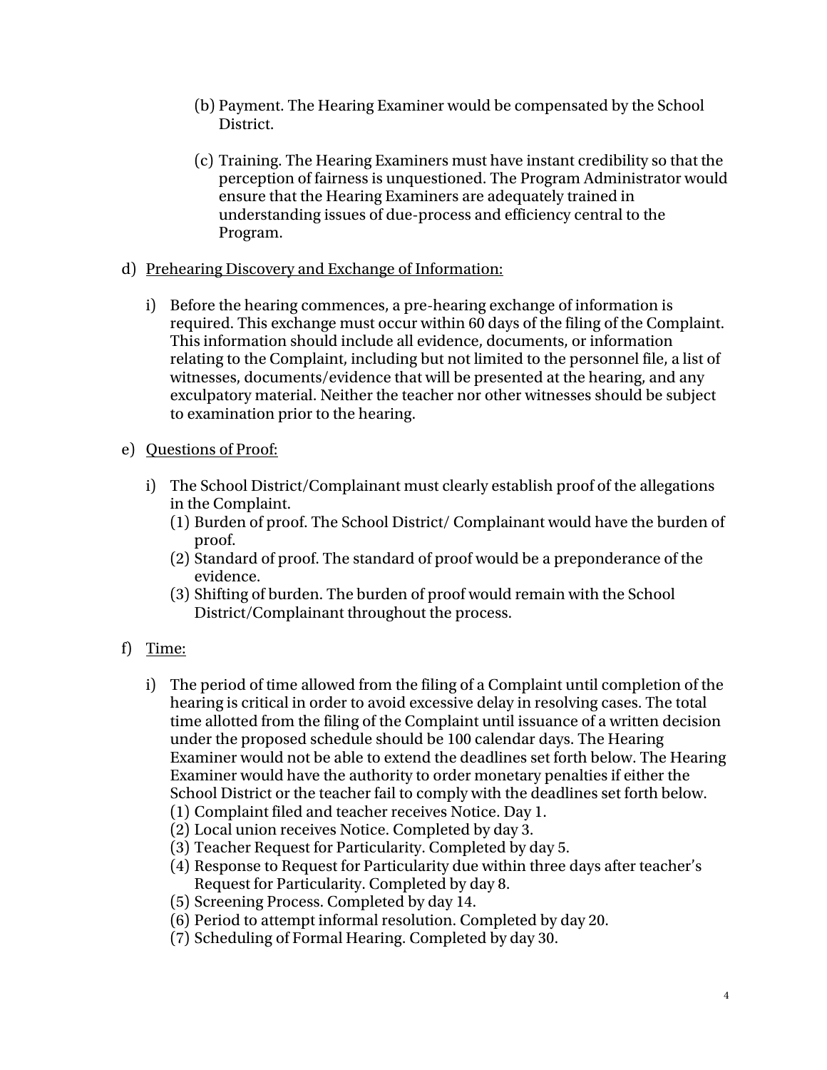(b) Payment. The Hearing Examiner would be compensated by the School District.

(c) Training. The Hearing Examiners must have instant credibility so that the perception of fairness is unquestioned. The Program Administrator would ensure that the Hearing Examiners are adequately trained in understanding issues of due-process and efficiency central to the Program.

d) <u>Prehearing Discovery and Exchange of Information:</u>

i) Before the hearing commences, a pre-hearing exchange of information is required. This exchange must occur within 60 days of the filing of the Complaint. This information should include all evidence, documents, or information relating to the Complaint, including but not limited to the personnel file, a list of witnesses, documents/evidence that will be presented at the hearing, and any exculpatory material. Neither the teacher nor other witnesses should be subject to examination prior to the hearing.

e) <u>Questions of Proof:</u>

i) The School District/Complainant must clearly establish proof of the allegations in the Complaint.

(1) Burden of proof. The School District/ Complainant would have the burden of proof.

(2) Standard of proof. The standard of proof would be a preponderance of the evidence.

(3) Shifting of burden. The burden of proof would remain with the School District/Complainant throughout the process.

f) <u>Time:</u>

i) The period of time allowed from the filing of a Complaint until completion of the hearing is critical in order to avoid excessive delay in resolving cases. The total time allotted from the filing of the Complaint until issuance of a written decision under the proposed schedule should be 100 calendar days. The Hearing Examiner would not be able to extend the deadlines set forth below. The Hearing Examiner would have the authority to order monetary penalties if either the School District or the teacher fail to comply with the deadlines set forth below.

(1) Complaint filed and teacher receives Notice. Day 1.

(2) Local union receives Notice. Completed by day 3.

(3) Teacher Request for Particularity. Completed by day 5.

(4) Response to Request for Particularity due within three days after teacher's Request for Particularity. Completed by day 8.

(5) Screening Process. Completed by day 14.

(6) Period to attempt informal resolution. Completed by day 20.

(7) Scheduling of Formal Hearing. Completed by day 30.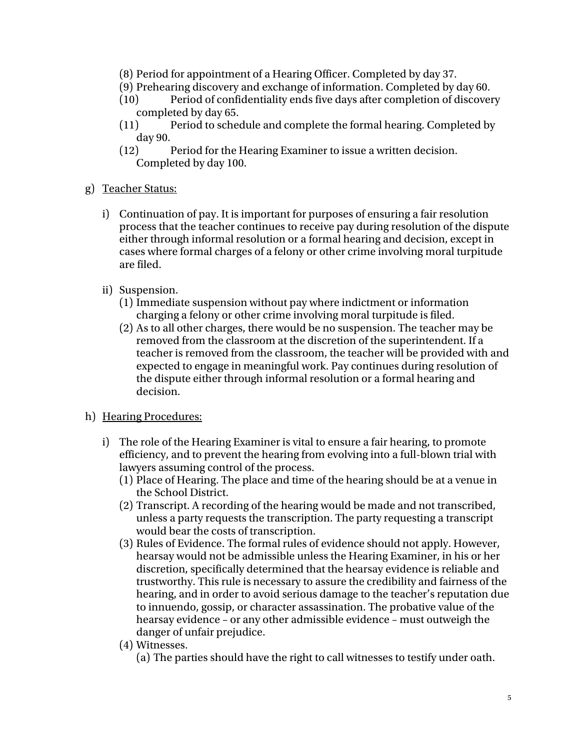(8) Period for appointment of a Hearing Officer. Completed by day 37.
(9) Prehearing discovery and exchange of information. Completed by day 60.
(10) Period of confidentiality ends five days after completion of discovery completed by day 65.
(11) Period to schedule and complete the formal hearing. Completed by day 90.
(12) Period for the Hearing Examiner to issue a written decision. Completed by day 100.

g) <u>Teacher Status:</u>

i) Continuation of pay. It is important for purposes of ensuring a fair resolution process that the teacher continues to receive pay during resolution of the dispute either through informal resolution or a formal hearing and decision, except in cases where formal charges of a felony or other crime involving moral turpitude are filed.

ii) Suspension.
(1) Immediate suspension without pay where indictment or information charging a felony or other crime involving moral turpitude is filed.
(2) As to all other charges, there would be no suspension. The teacher may be removed from the classroom at the discretion of the superintendent. If a teacher is removed from the classroom, the teacher will be provided with and expected to engage in meaningful work. Pay continues during resolution of the dispute either through informal resolution or a formal hearing and decision.

h) <u>Hearing Procedures:</u>

i) The role of the Hearing Examiner is vital to ensure a fair hearing, to promote efficiency, and to prevent the hearing from evolving into a full-blown trial with lawyers assuming control of the process.
(1) Place of Hearing. The place and time of the hearing should be at a venue in the School District.
(2) Transcript. A recording of the hearing would be made and not transcribed, unless a party requests the transcription. The party requesting a transcript would bear the costs of transcription.
(3) Rules of Evidence. The formal rules of evidence should not apply. However, hearsay would not be admissible unless the Hearing Examiner, in his or her discretion, specifically determined that the hearsay evidence is reliable and trustworthy. This rule is necessary to assure the credibility and fairness of the hearing, and in order to avoid serious damage to the teacher's reputation due to innuendo, gossip, or character assassination. The probative value of the hearsay evidence – or any other admissible evidence – must outweigh the danger of unfair prejudice.
(4) Witnesses.
(a) The parties should have the right to call witnesses to testify under oath.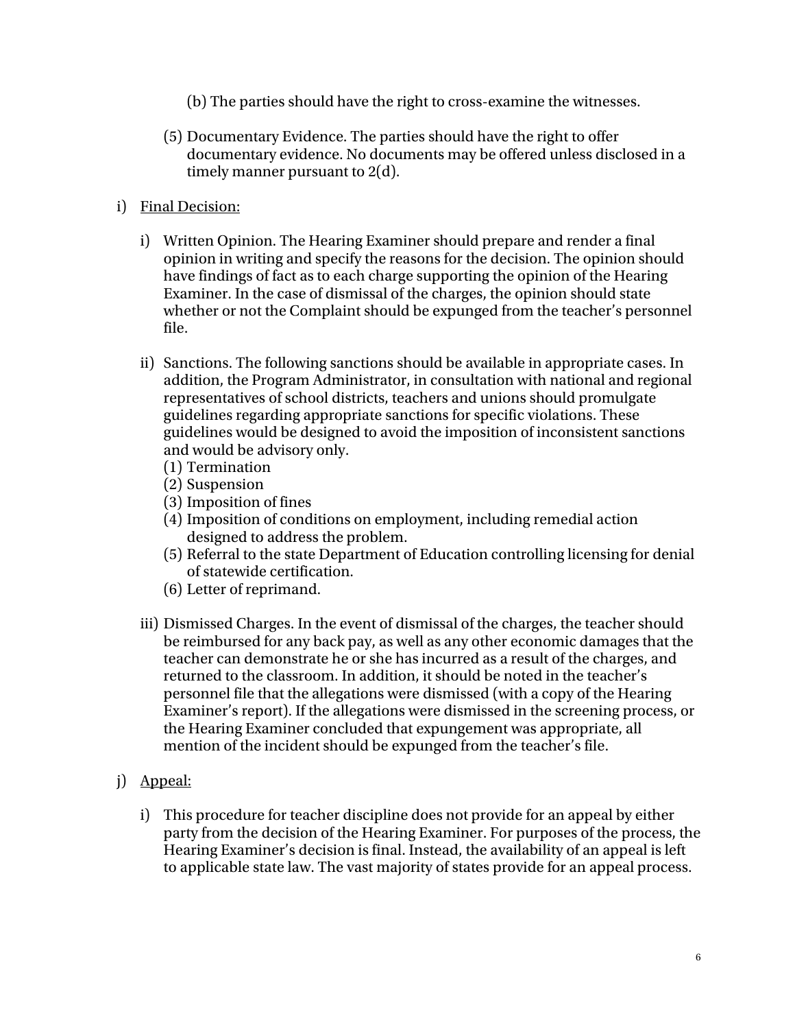(b) The parties should have the right to cross-examine the witnesses.

(5) Documentary Evidence. The parties should have the right to offer documentary evidence. No documents may be offered unless disclosed in a timely manner pursuant to 2(d).

i) <u>Final Decision:</u>

   i) Written Opinion. The Hearing Examiner should prepare and render a final opinion in writing and specify the reasons for the decision. The opinion should have findings of fact as to each charge supporting the opinion of the Hearing Examiner. In the case of dismissal of the charges, the opinion should state whether or not the Complaint should be expunged from the teacher's personnel file.

   ii) Sanctions. The following sanctions should be available in appropriate cases. In addition, the Program Administrator, in consultation with national and regional representatives of school districts, teachers and unions should promulgate guidelines regarding appropriate sanctions for specific violations. These guidelines would be designed to avoid the imposition of inconsistent sanctions and would be advisory only.
   (1) Termination
   (2) Suspension
   (3) Imposition of fines
   (4) Imposition of conditions on employment, including remedial action designed to address the problem.
   (5) Referral to the state Department of Education controlling licensing for denial of statewide certification.
   (6) Letter of reprimand.

   iii) Dismissed Charges. In the event of dismissal of the charges, the teacher should be reimbursed for any back pay, as well as any other economic damages that the teacher can demonstrate he or she has incurred as a result of the charges, and returned to the classroom. In addition, it should be noted in the teacher's personnel file that the allegations were dismissed (with a copy of the Hearing Examiner's report). If the allegations were dismissed in the screening process, or the Hearing Examiner concluded that expungement was appropriate, all mention of the incident should be expunged from the teacher's file.

j) <u>Appeal:</u>

   i) This procedure for teacher discipline does not provide for an appeal by either party from the decision of the Hearing Examiner. For purposes of the process, the Hearing Examiner's decision is final. Instead, the availability of an appeal is left to applicable state law. The vast majority of states provide for an appeal process.